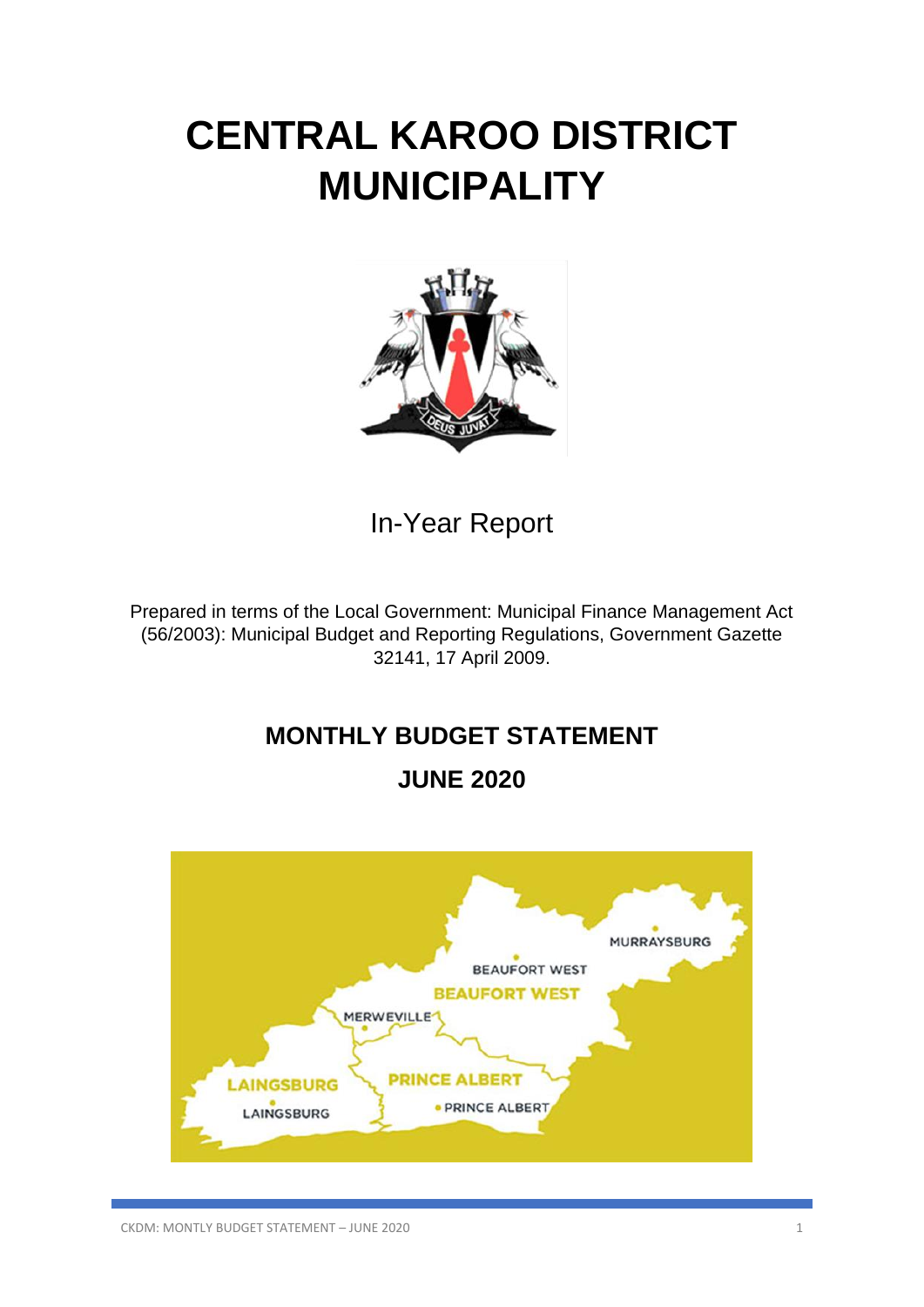# CENTRAL KAROO DISTRICT MUNICIPALITY

In-Year Report

Prepared in terms of the Local Government: Municipal Finance Management Act (56/2003): Municipal Budget and Reporting Regulations, Government Gazette 32141, 17 April 2009.

## MONTHLY BUDGET STATEMENT

## JUNE 2020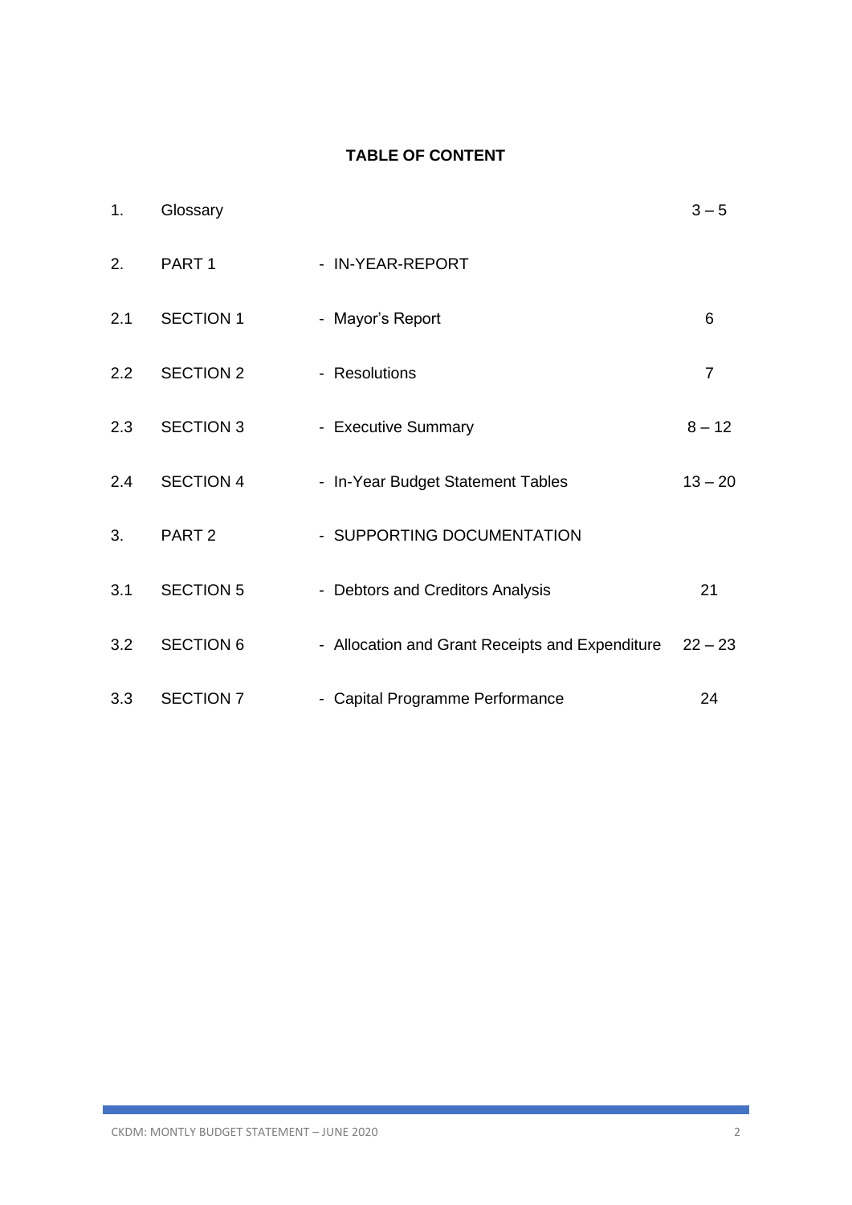# TABLE OF CONTENT

| | | | |
|---|---|---|---|
| 1. | Glossary | | 3 – 5 |
| 2. | PART 1 | - IN-YEAR-REPORT | |
| 2.1 | SECTION 1 | - Mayor's Report | 6 |
| 2.2 | SECTION 2 | - Resolutions | 7 |
| 2.3 | SECTION 3 | - Executive Summary | 8 – 12 |
| 2.4 | SECTION 4 | - In-Year Budget Statement Tables | 13 – 20 |
| 3. | PART 2 | - SUPPORTING DOCUMENTATION | |
| 3.1 | SECTION 5 | - Debtors and Creditors Analysis | 21 |
| 3.2 | SECTION 6 | - Allocation and Grant Receipts and Expenditure | 22 – 23 |
| 3.3 | SECTION 7 | - Capital Programme Performance | 24 |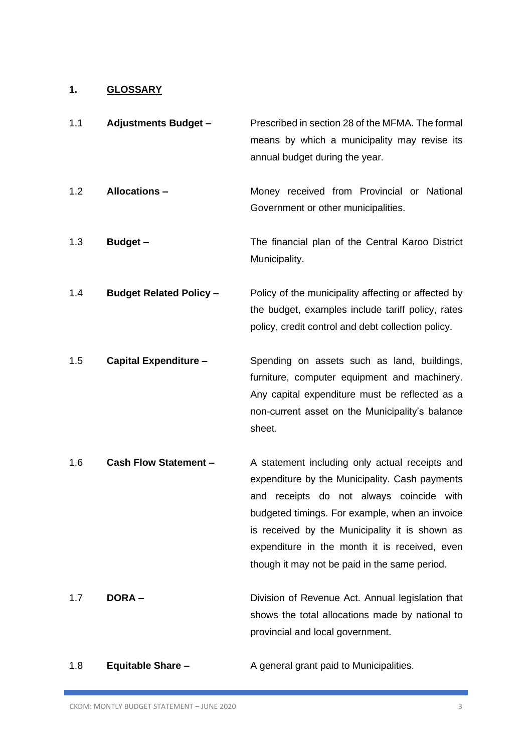## 1. GLOSSARY

| | | |
|---|---|---|
| 1.1 | **Adjustments Budget –** | Prescribed in section 28 of the MFMA. The formal means by which a municipality may revise its annual budget during the year. |
| 1.2 | **Allocations –** | Money received from Provincial or National Government or other municipalities. |
| 1.3 | **Budget –** | The financial plan of the Central Karoo District Municipality. |
| 1.4 | **Budget Related Policy –** | Policy of the municipality affecting or affected by the budget, examples include tariff policy, rates policy, credit control and debt collection policy. |
| 1.5 | **Capital Expenditure –** | Spending on assets such as land, buildings, furniture, computer equipment and machinery. Any capital expenditure must be reflected as a non-current asset on the Municipality's balance sheet. |
| 1.6 | **Cash Flow Statement –** | A statement including only actual receipts and expenditure by the Municipality. Cash payments and receipts do not always coincide with budgeted timings. For example, when an invoice is received by the Municipality it is shown as expenditure in the month it is received, even though it may not be paid in the same period. |
| 1.7 | **DORA –** | Division of Revenue Act. Annual legislation that shows the total allocations made by national to provincial and local government. |
| 1.8 | **Equitable Share –** | A general grant paid to Municipalities. |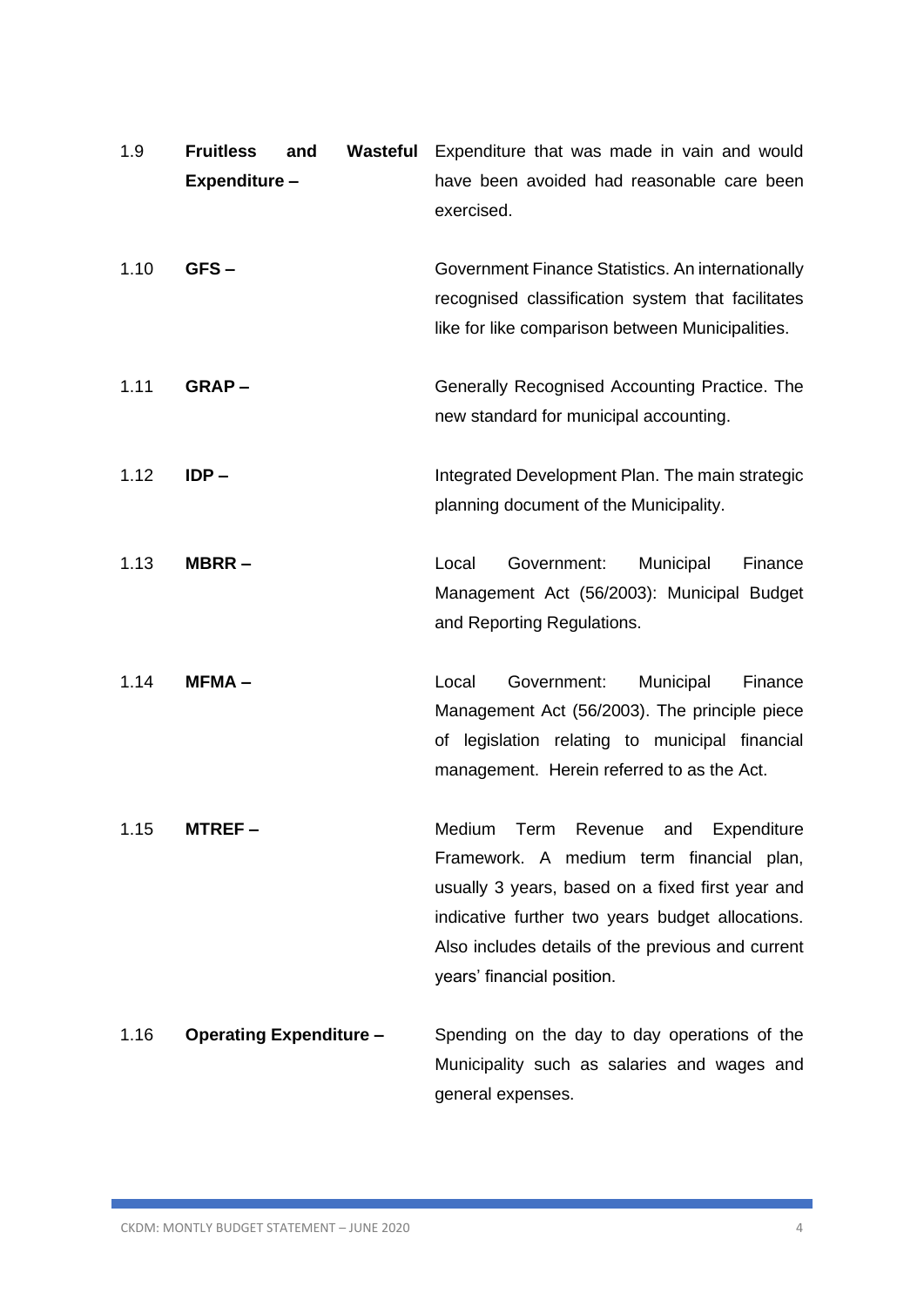1.9 **Fruitless and Wasteful Expenditure –** Expenditure that was made in vain and would have been avoided had reasonable care been exercised.

1.10 **GFS –** Government Finance Statistics. An internationally recognised classification system that facilitates like for like comparison between Municipalities.

1.11 **GRAP –** Generally Recognised Accounting Practice. The new standard for municipal accounting.

1.12 **IDP –** Integrated Development Plan. The main strategic planning document of the Municipality.

1.13 **MBRR –** Local Government: Municipal Finance Management Act (56/2003): Municipal Budget and Reporting Regulations.

1.14 **MFMA –** Local Government: Municipal Finance Management Act (56/2003). The principle piece of legislation relating to municipal financial management. Herein referred to as the Act.

1.15 **MTREF –** Medium Term Revenue and Expenditure Framework. A medium term financial plan, usually 3 years, based on a fixed first year and indicative further two years budget allocations. Also includes details of the previous and current years' financial position.

1.16 **Operating Expenditure –** Spending on the day to day operations of the Municipality such as salaries and wages and general expenses.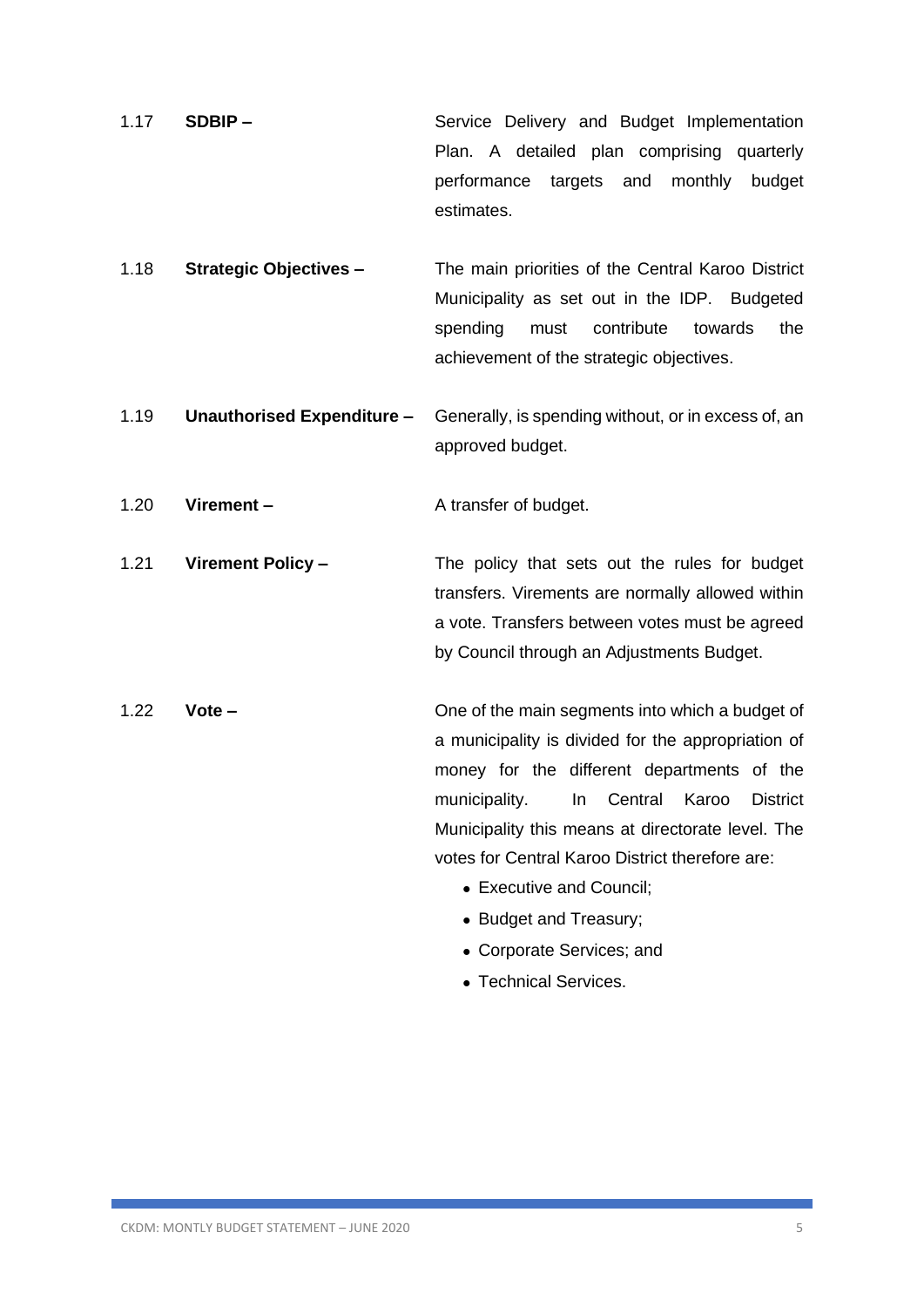1.17 **SDBIP –** Service Delivery and Budget Implementation Plan. A detailed plan comprising quarterly performance targets and monthly budget estimates.

1.18 **Strategic Objectives –** The main priorities of the Central Karoo District Municipality as set out in the IDP. Budgeted spending must contribute towards the achievement of the strategic objectives.

1.19 **Unauthorised Expenditure –** Generally, is spending without, or in excess of, an approved budget.

1.20 **Virement –** A transfer of budget.

1.21 **Virement Policy –** The policy that sets out the rules for budget transfers. Virements are normally allowed within a vote. Transfers between votes must be agreed by Council through an Adjustments Budget.

1.22 **Vote –** One of the main segments into which a budget of a municipality is divided for the appropriation of money for the different departments of the municipality. In Central Karoo District Municipality this means at directorate level. The votes for Central Karoo District therefore are:

- Executive and Council;
- Budget and Treasury;
- Corporate Services; and
- Technical Services.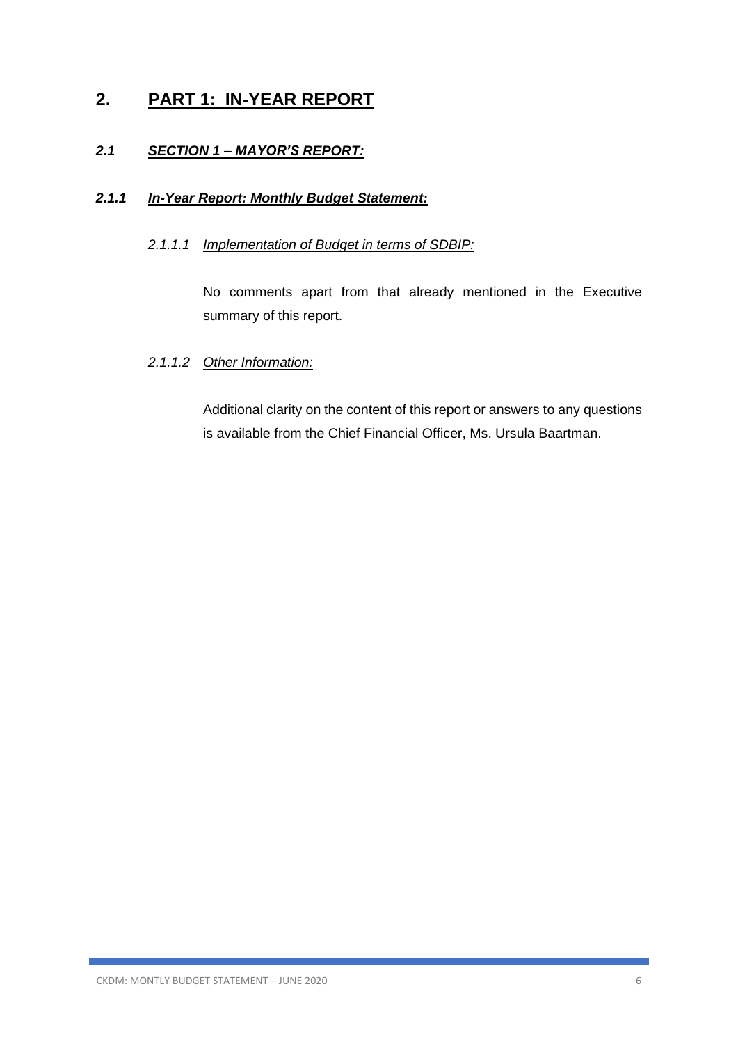# 2. PART 1: IN-YEAR REPORT

## *2.1 SECTION 1 – MAYOR'S REPORT:*

### *2.1.1 In-Year Report: Monthly Budget Statement:*

#### *2.1.1.1 Implementation of Budget in terms of SDBIP:*

No comments apart from that already mentioned in the Executive summary of this report.

#### *2.1.1.2 Other Information:*

Additional clarity on the content of this report or answers to any questions is available from the Chief Financial Officer, Ms. Ursula Baartman.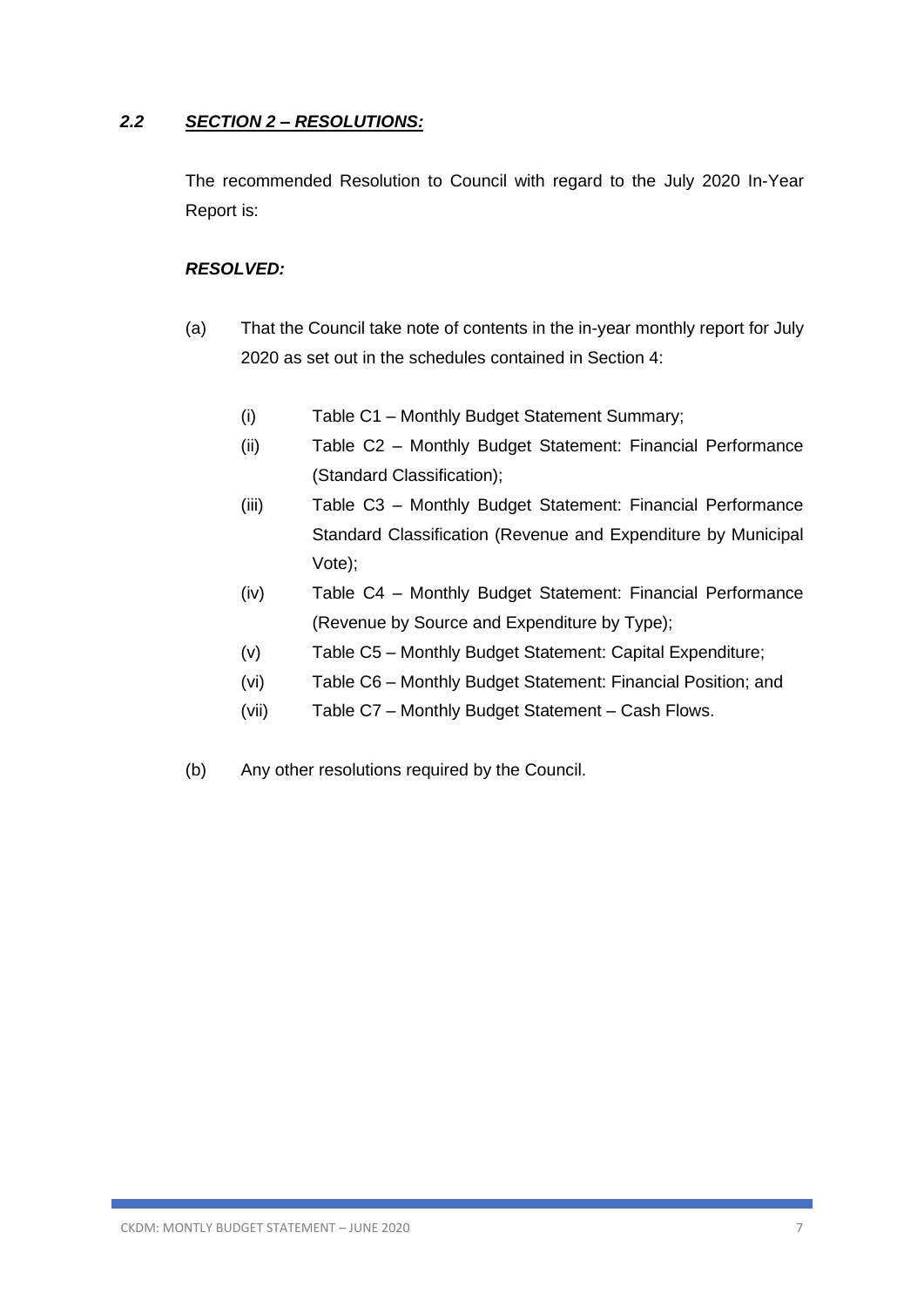### *2.2 SECTION 2 – RESOLUTIONS:*

The recommended Resolution to Council with regard to the July 2020 In-Year Report is:

***RESOLVED:***

(a) That the Council take note of contents in the in-year monthly report for July 2020 as set out in the schedules contained in Section 4:

- (i) Table C1 – Monthly Budget Statement Summary;
- (ii) Table C2 – Monthly Budget Statement: Financial Performance (Standard Classification);
- (iii) Table C3 – Monthly Budget Statement: Financial Performance Standard Classification (Revenue and Expenditure by Municipal Vote);
- (iv) Table C4 – Monthly Budget Statement: Financial Performance (Revenue by Source and Expenditure by Type);
- (v) Table C5 – Monthly Budget Statement: Capital Expenditure;
- (vi) Table C6 – Monthly Budget Statement: Financial Position; and
- (vii) Table C7 – Monthly Budget Statement – Cash Flows.

(b) Any other resolutions required by the Council.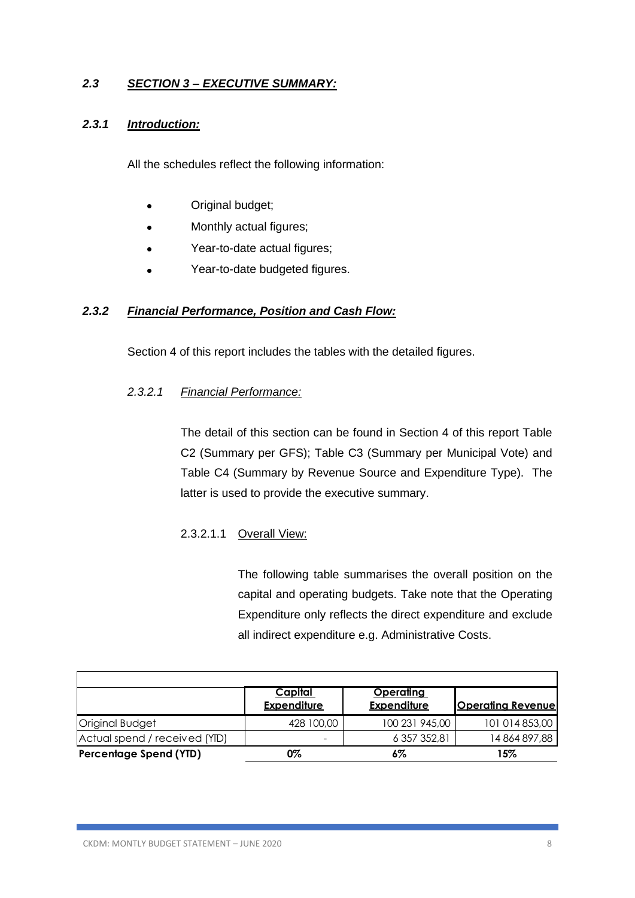## *2.3 SECTION 3 – EXECUTIVE SUMMARY:*

### *2.3.1 Introduction:*

All the schedules reflect the following information:

- Original budget;
- Monthly actual figures;
- Year-to-date actual figures;
- Year-to-date budgeted figures.

### *2.3.2 Financial Performance, Position and Cash Flow:*

Section 4 of this report includes the tables with the detailed figures.

#### *2.3.2.1 Financial Performance:*

The detail of this section can be found in Section 4 of this report Table C2 (Summary per GFS); Table C3 (Summary per Municipal Vote) and Table C4 (Summary by Revenue Source and Expenditure Type). The latter is used to provide the executive summary.

##### 2.3.2.1.1 Overall View:

The following table summarises the overall position on the capital and operating budgets. Take note that the Operating Expenditure only reflects the direct expenditure and exclude all indirect expenditure e.g. Administrative Costs.

| | Capital Expenditure | Operating Expenditure | Operating Revenue |
|---|---|---|---|
| Original Budget | 428 100,00 | 100 231 945,00 | 101 014 853,00 |
| Actual spend / received (YTD) | - | 6 357 352,81 | 14 864 897,88 |
| **Percentage Spend (YTD)** | **0%** | **6%** | **15%** |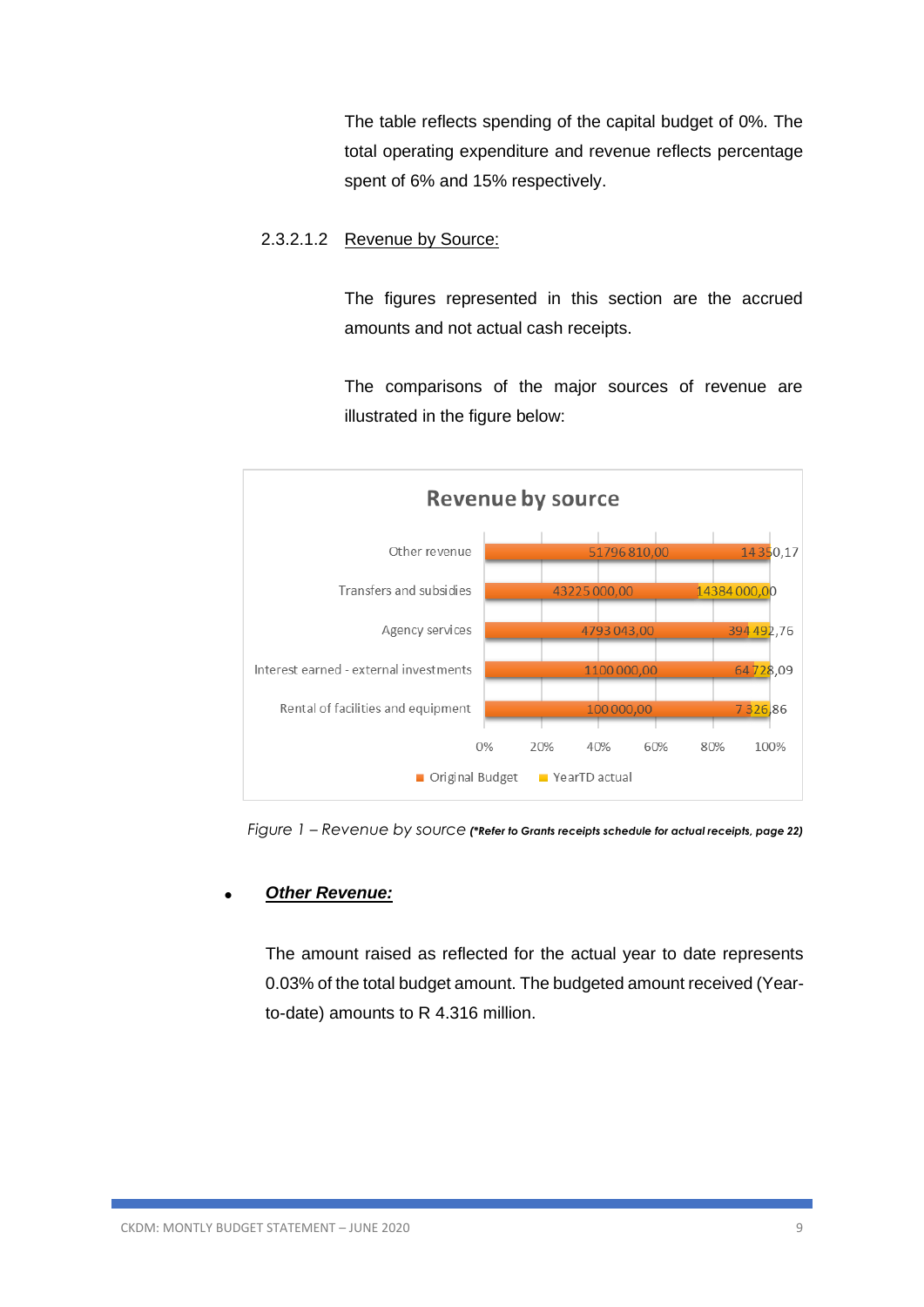The table reflects spending of the capital budget of 0%. The total operating expenditure and revenue reflects percentage spent of 6% and 15% respectively.

### 2.3.2.1.2 Revenue by Source:

The figures represented in this section are the accrued amounts and not actual cash receipts.

The comparisons of the major sources of revenue are illustrated in the figure below:

**Revenue by source**

| Source | Original Budget | YearTD actual |
|---|---|---|
| Other revenue | 51796 810,00 | 14 350,17 |
| Transfers and subsidies | 43225 000,00 | 14384 000,00 |
| Agency services | 4793 043,00 | 394 492,76 |
| Interest earned - external investments | 1100 000,00 | 64 728,09 |
| Rental of facilities and equipment | 100 000,00 | 7 326,86 |

*Figure 1 – Revenue by source* **(*Refer to Grants receipts schedule for actual receipts, page 22)**

- ***Other Revenue:***

The amount raised as reflected for the actual year to date represents 0.03% of the total budget amount. The budgeted amount received (Year-to-date) amounts to R 4.316 million.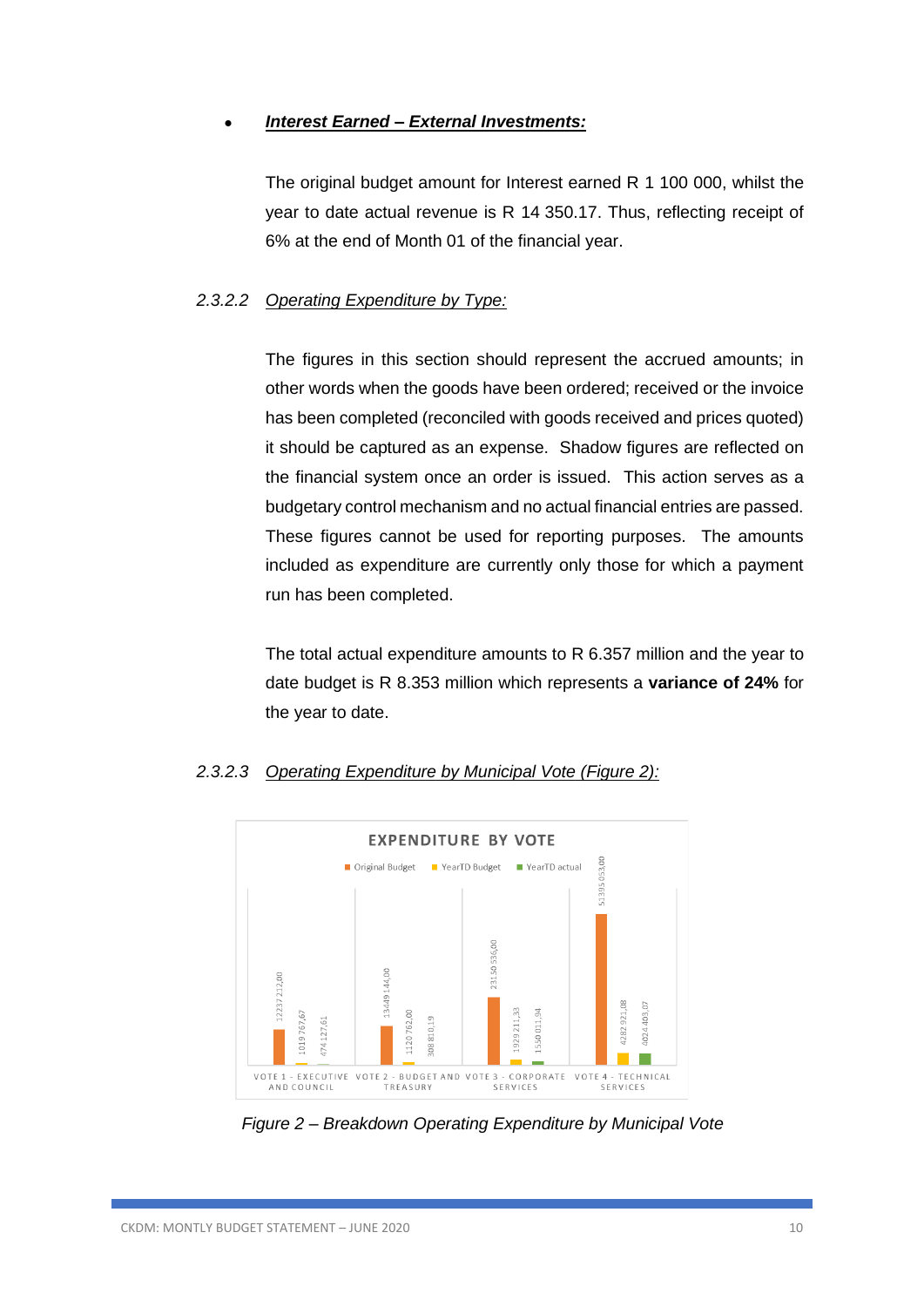- ***Interest Earned – External Investments:***

  The original budget amount for Interest earned R 1 100 000, whilst the year to date actual revenue is R 14 350.17. Thus, reflecting receipt of 6% at the end of Month 01 of the financial year.

### 2.3.2.2 Operating Expenditure by Type:

The figures in this section should represent the accrued amounts; in other words when the goods have been ordered; received or the invoice has been completed (reconciled with goods received and prices quoted) it should be captured as an expense. Shadow figures are reflected on the financial system once an order is issued. This action serves as a budgetary control mechanism and no actual financial entries are passed. These figures cannot be used for reporting purposes. The amounts included as expenditure are currently only those for which a payment run has been completed.

The total actual expenditure amounts to R 6.357 million and the year to date budget is R 8.353 million which represents a **variance of 24%** for the year to date.

### 2.3.2.3 Operating Expenditure by Municipal Vote (Figure 2):

**EXPENDITURE BY VOTE**

| Vote | Original Budget | YearTD Budget | YearTD actual |
|---|---|---|---|
| VOTE 1 - EXECUTIVE AND COUNCIL | 12237 212,00 | 1019 767,67 | 474 127,61 |
| VOTE 2 - BUDGET AND TREASURY | 13449 144,00 | 1120 762,00 | 308 810,19 |
| VOTE 3 - CORPORATE SERVICES | 23150 536,00 | 1929 211,33 | 1550 011,94 |
| VOTE 4 - TECHNICAL SERVICES | 51395 053,00 | 4282 921,08 | 4024 403,07 |

*Figure 2 – Breakdown Operating Expenditure by Municipal Vote*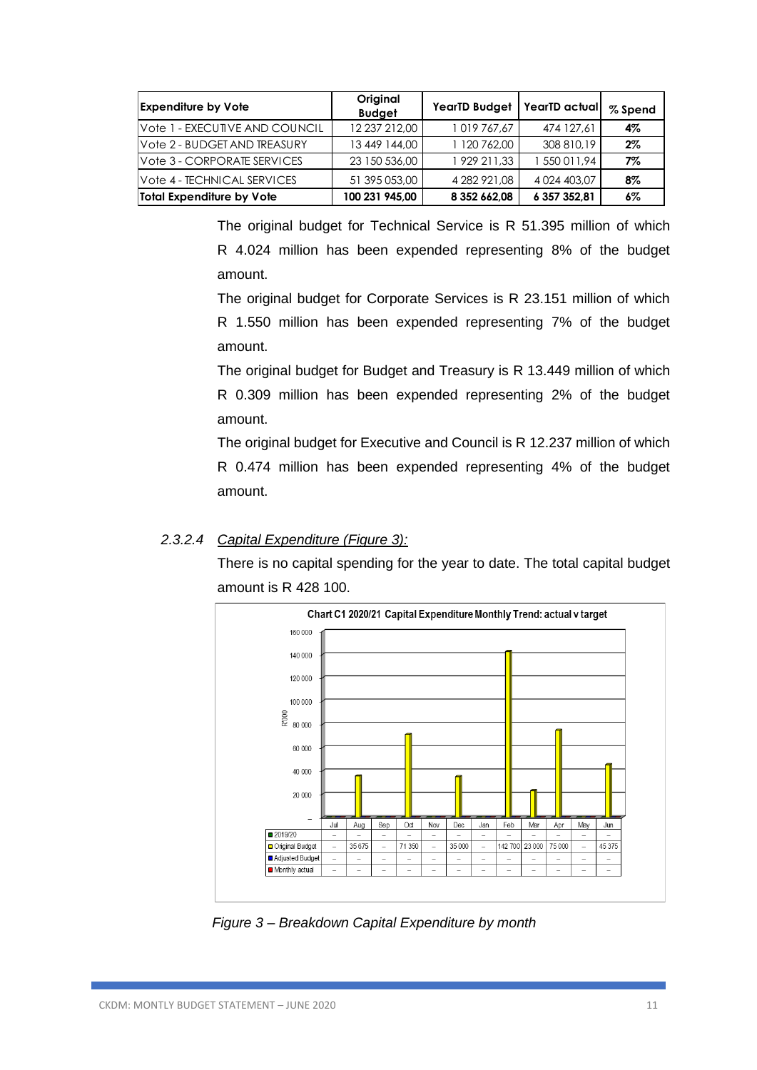| Expenditure by Vote | Original Budget | YearTD Budget | YearTD actual | % Spend |
|---|---|---|---|---|
| Vote 1 - EXECUTIVE AND COUNCIL | 12 237 212,00 | 1 019 767,67 | 474 127,61 | 4% |
| Vote 2 - BUDGET AND TREASURY | 13 449 144,00 | 1 120 762,00 | 308 810,19 | 2% |
| Vote 3 - CORPORATE SERVICES | 23 150 536,00 | 1 929 211,33 | 1 550 011,94 | 7% |
| Vote 4 - TECHNICAL SERVICES | 51 395 053,00 | 4 282 921,08 | 4 024 403,07 | 8% |
| **Total Expenditure by Vote** | **100 231 945,00** | **8 352 662,08** | **6 357 352,81** | **6%** |

The original budget for Technical Service is R 51.395 million of which R 4.024 million has been expended representing 8% of the budget amount.

The original budget for Corporate Services is R 23.151 million of which R 1.550 million has been expended representing 7% of the budget amount.

The original budget for Budget and Treasury is R 13.449 million of which R 0.309 million has been expended representing 2% of the budget amount.

The original budget for Executive and Council is R 12.237 million of which R 0.474 million has been expended representing 4% of the budget amount.

#### 2.3.2.4 *Capital Expenditure (Figure 3):*

There is no capital spending for the year to date. The total capital budget amount is R 428 100.

**Chart C1 2020/21 Capital Expenditure Monthly Trend: actual v target**

| R'000 | Jul | Aug | Sep | Oct | Nov | Dec | Jan | Feb | Mar | Apr | May | Jun |
|---|---|---|---|---|---|---|---|---|---|---|---|---|
| 2019/20 | – | – | – | – | – | – | – | – | – | – | – | – |
| Original Budget | – | 35 675 | – | 71 350 | – | 35 000 | – | 142 700 | 23 000 | 75 000 | – | 45 375 |
| Adjusted Budget | – | – | – | – | – | – | – | – | – | – | – | – |
| Monthly actual | – | – | – | – | – | – | – | – | – | – | – | – |

*Figure 3 – Breakdown Capital Expenditure by month*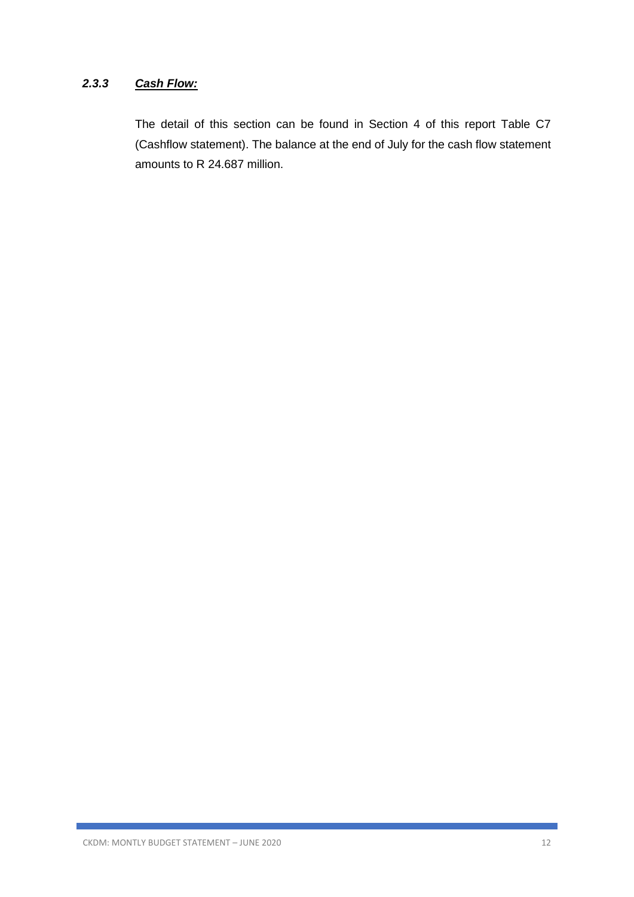### *2.3.3 <u>Cash Flow:</u>*

The detail of this section can be found in Section 4 of this report Table C7 (Cashflow statement). The balance at the end of July for the cash flow statement amounts to R 24.687 million.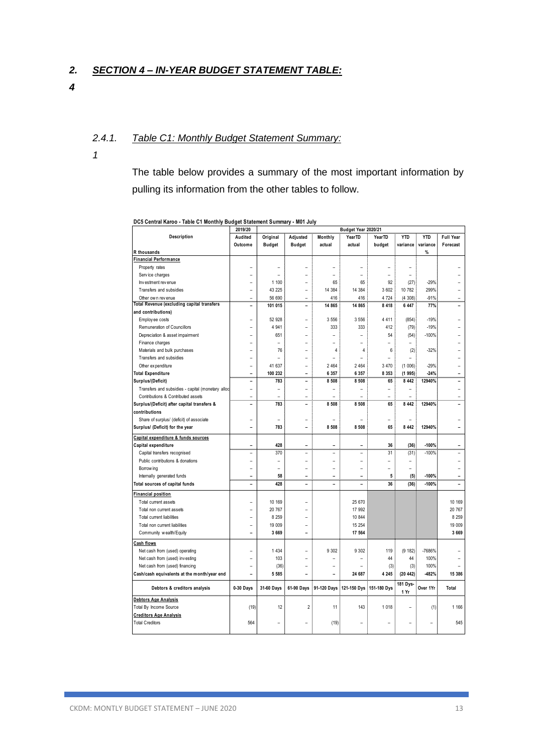## 2. SECTION 4 – IN-YEAR BUDGET STATEMENT TABLE:

*4*

### 2.4.1. Table C1: Monthly Budget Statement Summary:

*1*

The table below provides a summary of the most important information by pulling its information from the other tables to follow.

**DC5 Central Karoo - Table C1 Monthly Budget Statement Summary - M01 July**

| Description | 2019/20 | Budget Year 2020/21 | | | | | | | |
|---|---|---|---|---|---|---|---|---|---|
| | Audited Outcome | Original Budget | Adjusted Budget | Monthly actual | YearTD actual | YearTD budget | YTD variance | YTD variance | Full Year Forecast |
| R thousands | | | | | | | | % | |
| **Financial Performance** | | | | | | | | | |
| Property rates | – | – | – | – | – | – | – | | – |
| Service charges | – | – | – | – | – | – | – | | – |
| Investment revenue | – | 1 100 | – | 65 | 65 | 92 | (27) | -29% | – |
| Transfers and subsidies | – | 43 225 | – | 14 384 | 14 384 | 3 602 | 10 782 | 299% | – |
| Other own revenue | – | 56 690 | – | 416 | 416 | 4 724 | (4 308) | -91% | – |
| **Total Revenue (excluding capital transfers and contributions)** | – | **101 015** | – | **14 865** | **14 865** | **8 418** | **6 447** | **77%** | – |
| Employee costs | – | 52 928 | – | 3 556 | 3 556 | 4 411 | (854) | -19% | – |
| Remuneration of Councillors | – | 4 941 | – | 333 | 333 | 412 | (79) | -19% | – |
| Depreciation & asset impairment | – | 651 | – | – | – | 54 | (54) | -100% | – |
| Finance charges | – | – | – | – | – | – | – | | – |
| Materials and bulk purchases | – | 76 | – | 4 | 4 | 6 | (2) | -32% | – |
| Transfers and subsidies | – | – | – | – | – | – | – | | – |
| Other expenditure | – | 41 637 | – | 2 464 | 2 464 | 3 470 | (1 006) | -29% | – |
| **Total Expenditure** | – | **100 232** | – | **6 357** | **6 357** | **8 353** | **(1 995)** | **-24%** | – |
| **Surplus/(Deficit)** | – | **783** | – | **8 508** | **8 508** | **65** | **8 442** | **12940%** | – |
| Transfers and subsidies - capital (monetary alloc | – | – | – | – | – | – | – | | – |
| Contributions & Contributed assets | – | – | – | – | – | – | – | | – |
| **Surplus/(Deficit) after capital transfers & contributions** | – | **783** | – | **8 508** | **8 508** | **65** | **8 442** | **12940%** | – |
| Share of surplus/ (deficit) of associate | – | – | – | – | – | – | – | | – |
| **Surplus/ (Deficit) for the year** | – | **783** | – | **8 508** | **8 508** | **65** | **8 442** | **12940%** | – |
| **Capital expenditure & funds sources** | | | | | | | | | |
| **Capital expenditure** | – | **428** | – | – | – | **36** | **(36)** | **-100%** | – |
| Capital transfers recognised | – | 370 | – | – | – | 31 | (31) | -100% | – |
| Public contributions & donations | – | – | – | – | – | – | – | | – |
| Borrowing | – | – | – | – | – | – | – | | – |
| Internally generated funds | – | 58 | – | – | – | 5 | (5) | -100% | – |
| **Total sources of capital funds** | – | **428** | – | – | – | **36** | **(36)** | **-100%** | – |
| **Financial position** | | | | | | | | | |
| Total current assets | – | 10 169 | – | | 25 670 | | | | 10 169 |
| Total non current assets | – | 20 767 | – | | 17 992 | | | | 20 767 |
| Total current liabilities | – | 8 259 | – | | 10 844 | | | | 8 259 |
| Total non current liabilities | – | 19 009 | – | | 15 254 | | | | 19 009 |
| Community wealth/Equity | – | **3 669** | – | | **17 564** | | | | **3 669** |
| **Cash flows** | | | | | | | | | |
| Net cash from (used) operating | – | 1 434 | – | 9 302 | 9 302 | 119 | (9 182) | -7686% | – |
| Net cash from (used) investing | – | 103 | – | – | – | 44 | 44 | 100% | – |
| Net cash from (used) financing | – | (36) | – | – | – | (3) | (3) | 100% | – |
| **Cash/cash equivalents at the month/year end** | – | **5 585** | – | – | **24 687** | **4 245** | **(20 442)** | **-482%** | **15 386** |
| **Debtors & creditors analysis** | **0-30 Days** | **31-60 Days** | **61-90 Days** | **91-120 Days** | **121-150 Dys** | **151-180 Dys** | **181 Dys-1 Yr** | **Over 1Yr** | **Total** |
| **Debtors Age Analysis** | | | | | | | | | |
| Total By Income Source | (19) | 12 | 2 | 11 | 143 | 1 018 | – | (1) | 1 166 |
| **Creditors Age Analysis** | | | | | | | | | |
| Total Creditors | 564 | – | – | (19) | – | – | – | – | 545 |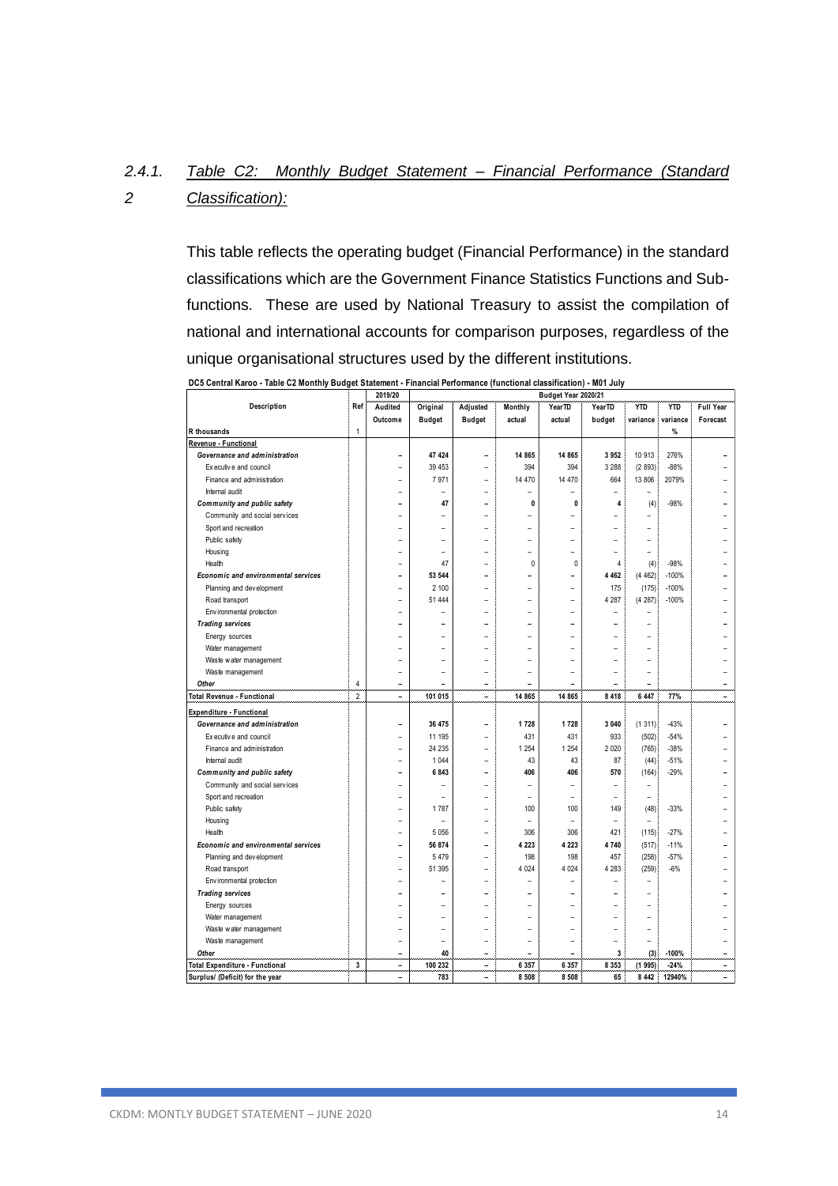## 2.4.1.2 *Table C2: Monthly Budget Statement – Financial Performance (Standard Classification):*

This table reflects the operating budget (Financial Performance) in the standard classifications which are the Government Finance Statistics Functions and Sub-functions. These are used by National Treasury to assist the compilation of national and international accounts for comparison purposes, regardless of the unique organisational structures used by the different institutions.

**DC5 Central Karoo - Table C2 Monthly Budget Statement - Financial Performance (functional classification) - M01 July**

| Description | Ref | 2019/20 | Budget Year 2020/21 | | | | | | | |
|---|---|---|---|---|---|---|---|---|---|---|
| | | Audited Outcome | Original Budget | Adjusted Budget | Monthly actual | YearTD actual | YearTD budget | YTD variance | YTD variance | Full Year Forecast |
| R thousands | 1 | | | | | | | | % | |
| **Revenue - Functional** | | | | | | | | | | |
| *Governance and administration* | | – | 47 424 | – | 14 865 | 14 865 | 3 952 | 10 913 | 276% | – |
| Executive and council | | – | 39 453 | – | 394 | 394 | 3 288 | (2 893) | -88% | – |
| Finance and administration | | – | 7 971 | – | 14 470 | 14 470 | 664 | 13 806 | 2079% | – |
| Internal audit | | – | – | – | – | – | – | – | | – |
| *Community and public safety* | | – | 47 | – | 0 | 0 | 4 | (4) | -98% | – |
| Community and social services | | – | – | – | – | – | – | – | | – |
| Sport and recreation | | – | – | – | – | – | – | – | | – |
| Public safety | | – | – | – | – | – | – | – | | – |
| Housing | | – | – | – | – | – | – | – | | – |
| Health | | – | 47 | – | 0 | 0 | 4 | (4) | -98% | – |
| *Economic and environmental services* | | – | 53 544 | – | – | – | 4 462 | (4 462) | -100% | – |
| Planning and development | | – | 2 100 | – | – | – | 175 | (175) | -100% | – |
| Road transport | | – | 51 444 | – | – | – | 4 287 | (4 287) | -100% | – |
| Environmental protection | | – | – | – | – | – | – | – | | – |
| *Trading services* | | – | – | – | – | – | – | – | | – |
| Energy sources | | – | – | – | – | – | – | – | | – |
| Water management | | – | – | – | – | – | – | – | | – |
| Waste water management | | – | – | – | – | – | – | – | | – |
| Waste management | | – | – | – | – | – | – | – | | – |
| *Other* | 4 | – | – | – | – | – | – | – | | – |
| **Total Revenue - Functional** | 2 | – | 101 015 | – | 14 865 | 14 865 | 8 418 | 6 447 | 77% | – |
| **Expenditure - Functional** | | | | | | | | | | |
| *Governance and administration* | | – | 36 475 | – | 1 728 | 1 728 | 3 040 | (1 311) | -43% | – |
| Executive and council | | – | 11 195 | – | 431 | 431 | 933 | (502) | -54% | – |
| Finance and administration | | – | 24 235 | – | 1 254 | 1 254 | 2 020 | (765) | -38% | – |
| Internal audit | | – | 1 044 | – | 43 | 43 | 87 | (44) | -51% | – |
| *Community and public safety* | | – | 6 843 | – | 406 | 406 | 570 | (164) | -29% | – |
| Community and social services | | – | – | – | – | – | – | – | | – |
| Sport and recreation | | – | – | – | – | – | – | – | | – |
| Public safety | | – | 1 787 | – | 100 | 100 | 149 | (48) | -33% | – |
| Housing | | – | – | – | – | – | – | – | | – |
| Health | | – | 5 056 | – | 306 | 306 | 421 | (115) | -27% | – |
| *Economic and environmental services* | | – | 56 874 | – | 4 223 | 4 223 | 4 740 | (517) | -11% | – |
| Planning and development | | – | 5 479 | – | 198 | 198 | 457 | (258) | -57% | – |
| Road transport | | – | 51 395 | – | 4 024 | 4 024 | 4 283 | (259) | -6% | – |
| Environmental protection | | – | – | – | – | – | – | – | | – |
| *Trading services* | | – | – | – | – | – | – | – | | – |
| Energy sources | | – | – | – | – | – | – | – | | – |
| Water management | | – | – | – | – | – | – | – | | – |
| Waste water management | | – | – | – | – | – | – | – | | – |
| Waste management | | – | – | – | – | – | – | – | | – |
| *Other* | | – | 40 | – | – | – | 3 | (3) | -100% | – |
| **Total Expenditure - Functional** | 3 | – | 100 232 | – | 6 357 | 6 357 | 8 353 | (1 995) | -24% | – |
| **Surplus/ (Deficit) for the year** | | – | 783 | – | 8 508 | 8 508 | 65 | 8 442 | 12940% | – |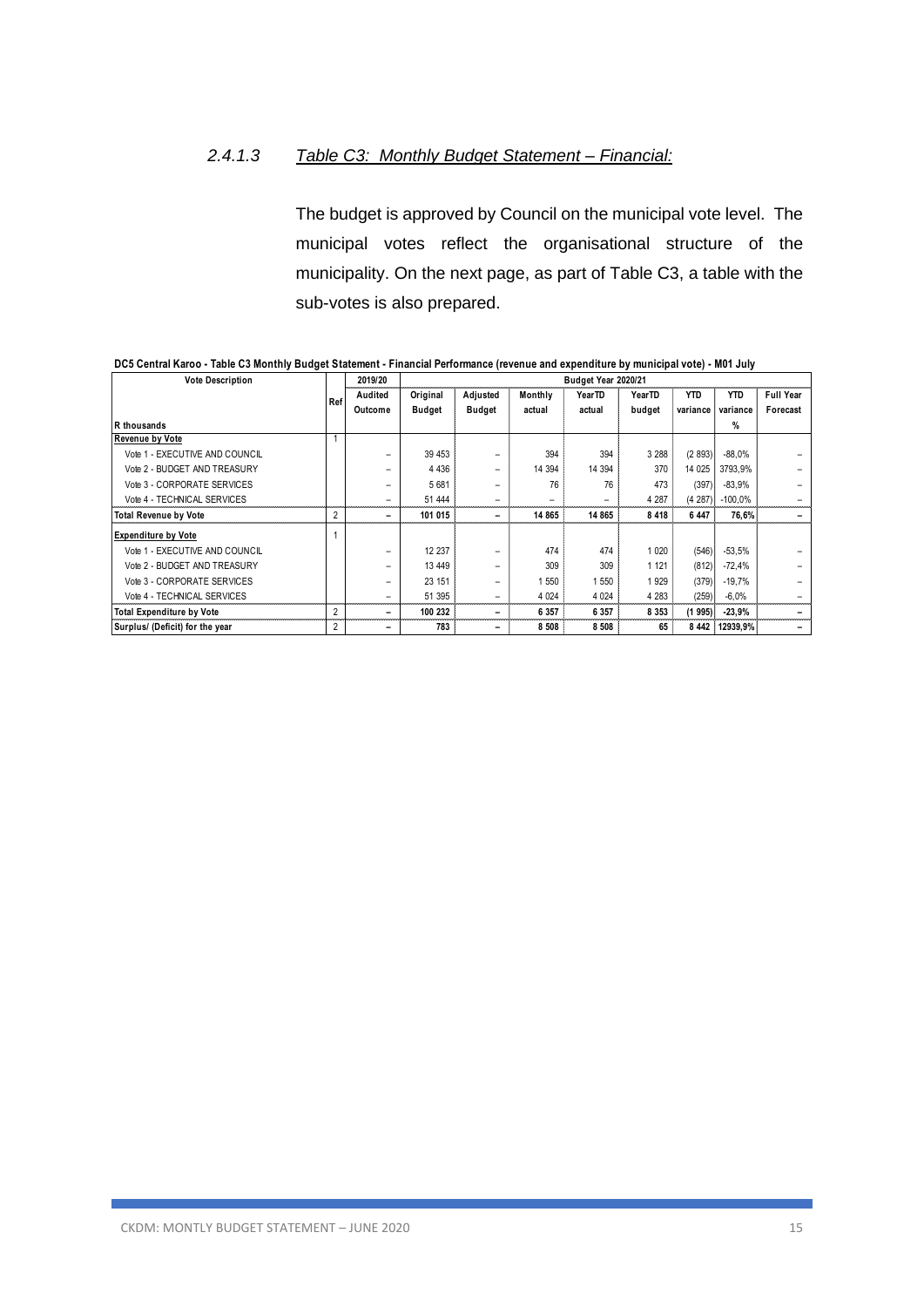### 2.4.1.3 *Table C3: Monthly Budget Statement – Financial:*

The budget is approved by Council on the municipal vote level. The municipal votes reflect the organisational structure of the municipality. On the next page, as part of Table C3, a table with the sub-votes is also prepared.

**DC5 Central Karoo - Table C3 Monthly Budget Statement - Financial Performance (revenue and expenditure by municipal vote) - M01 July**

| Vote Description | Ref | 2019/20 | Budget Year 2020/21 | | | | | | | |
|---|---|---|---|---|---|---|---|---|---|---|
| | | Audited Outcome | Original Budget | Adjusted Budget | Monthly actual | YearTD actual | YearTD budget | YTD variance | YTD variance | Full Year Forecast |
| R thousands | | | | | | | | | % | |
| **Revenue by Vote** | 1 | | | | | | | | | |
| Vote 1 - EXECUTIVE AND COUNCIL | | – | 39 453 | – | 394 | 394 | 3 288 | (2 893) | -88,0% | – |
| Vote 2 - BUDGET AND TREASURY | | – | 4 436 | – | 14 394 | 14 394 | 370 | 14 025 | 3793,9% | – |
| Vote 3 - CORPORATE SERVICES | | – | 5 681 | – | 76 | 76 | 473 | (397) | -83,9% | – |
| Vote 4 - TECHNICAL SERVICES | | – | 51 444 | – | – | – | 4 287 | (4 287) | -100,0% | – |
| **Total Revenue by Vote** | 2 | **–** | **101 015** | **–** | **14 865** | **14 865** | **8 418** | **6 447** | **76,6%** | **–** |
| **Expenditure by Vote** | 1 | | | | | | | | | |
| Vote 1 - EXECUTIVE AND COUNCIL | | – | 12 237 | – | 474 | 474 | 1 020 | (546) | -53,5% | – |
| Vote 2 - BUDGET AND TREASURY | | – | 13 449 | – | 309 | 309 | 1 121 | (812) | -72,4% | – |
| Vote 3 - CORPORATE SERVICES | | – | 23 151 | – | 1 550 | 1 550 | 1 929 | (379) | -19,7% | – |
| Vote 4 - TECHNICAL SERVICES | | – | 51 395 | – | 4 024 | 4 024 | 4 283 | (259) | -6,0% | – |
| **Total Expenditure by Vote** | 2 | **–** | **100 232** | **–** | **6 357** | **6 357** | **8 353** | **(1 995)** | **-23,9%** | **–** |
| **Surplus/ (Deficit) for the year** | 2 | **–** | **783** | **–** | **8 508** | **8 508** | **65** | **8 442** | **12939,9%** | **–** |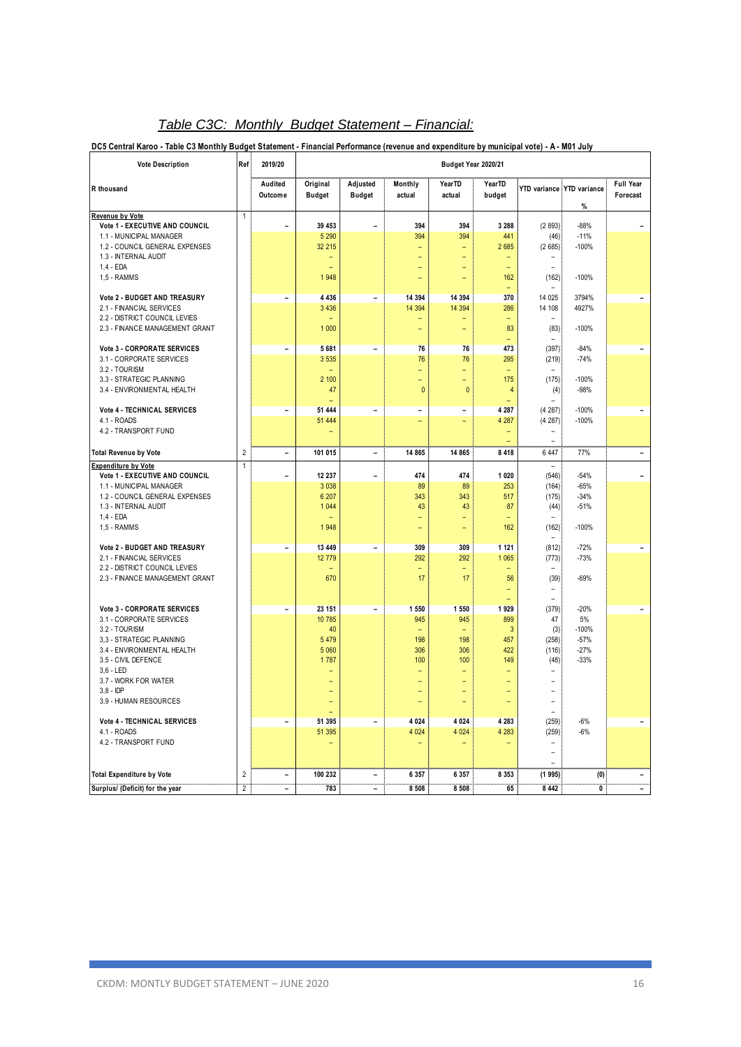## *Table C3C: Monthly Budget Statement – Financial:*

**DC5 Central Karoo - Table C3 Monthly Budget Statement - Financial Performance (revenue and expenditure by municipal vote) - A - M01 July**

| Vote Description | Ref | 2019/20 | Budget Year 2020/21 | | | | | | | |
|---|---|---|---|---|---|---|---|---|---|---|
| R thousand | | Audited Outcome | Original Budget | Adjusted Budget | Monthly actual | YearTD actual | YearTD budget | YTD variance | YTD variance % | Full Year Forecast |
| **Revenue by Vote** | 1 | | | | | | | | | |
| **Vote 1 - EXECUTIVE AND COUNCIL** | | – | 39 453 | – | 394 | 394 | 3 288 | (2 893) | -88% | – |
| 1.1 - MUNICIPAL MANAGER | | | 5 290 | | 394 | 394 | 441 | (46) | -11% | |
| 1.2 - COUNCIL GENERAL EXPENSES | | | 32 215 | | – | – | 2 685 | (2 685) | -100% | |
| 1.3 - INTERNAL AUDIT | | | – | | – | – | – | – | | |
| 1,4 - EDA | | | – | | – | – | – | – | | |
| 1,5 - RAMMS | | | 1 948 | | – | – | 162 | (162) | -100% | |
| **Vote 2 - BUDGET AND TREASURY** | | – | 4 436 | – | 14 394 | 14 394 | 370 | 14 025 | 3794% | – |
| 2.1 - FINANCIAL SERVICES | | | 3 436 | | 14 394 | 14 394 | 286 | 14 108 | 4927% | |
| 2.2 - DISTRICT COUNCIL LEVIES | | | – | | – | – | – | – | | |
| 2.3 - FINANCE MANAGEMENT GRANT | | | 1 000 | | – | – | 83 | (83) | -100% | |
| **Vote 3 - CORPORATE SERVICES** | | – | 5 681 | – | 76 | 76 | 473 | (397) | -84% | – |
| 3.1 - CORPORATE SERVICES | | | 3 535 | | 76 | 76 | 295 | (219) | -74% | |
| 3.2 - TOURISM | | | – | | – | – | – | – | | |
| 3,3 - STRATEGIC PLANNING | | | 2 100 | | – | – | 175 | (175) | -100% | |
| 3.4 - ENVIRONMENTAL HEALTH | | | 47 | | 0 | 0 | 4 | (4) | -98% | |
| **Vote 4 - TECHNICAL SERVICES** | | – | 51 444 | – | – | – | 4 287 | (4 287) | -100% | – |
| 4.1 - ROADS | | | 51 444 | | – | – | 4 287 | (4 287) | -100% | |
| 4.2 - TRANSPORT FUND | | | – | | | | – | – | | |
| **Total Revenue by Vote** | 2 | – | 101 015 | – | 14 865 | 14 865 | 8 418 | 6 447 | 77% | – |
| **Expenditure by Vote** | 1 | | | | | | | – | | |
| **Vote 1 - EXECUTIVE AND COUNCIL** | | – | 12 237 | – | 474 | 474 | 1 020 | (546) | -54% | – |
| 1.1 - MUNICIPAL MANAGER | | | 3 038 | | 89 | 89 | 253 | (164) | -65% | |
| 1.2 - COUNCIL GENERAL EXPENSES | | | 6 207 | | 343 | 343 | 517 | (175) | -34% | |
| 1.3 - INTERNAL AUDIT | | | 1 044 | | 43 | 43 | 87 | (44) | -51% | |
| 1,4 - EDA | | | – | | – | – | – | – | | |
| 1,5 - RAMMS | | | 1 948 | | – | – | 162 | (162) | -100% | |
| **Vote 2 - BUDGET AND TREASURY** | | – | 13 449 | – | 309 | 309 | 1 121 | (812) | -72% | – |
| 2.1 - FINANCIAL SERVICES | | | 12 779 | | 292 | 292 | 1 065 | (773) | -73% | |
| 2.2 - DISTRICT COUNCIL LEVIES | | | – | | – | – | – | – | | |
| 2.3 - FINANCE MANAGEMENT GRANT | | | 670 | | 17 | 17 | 56 | (39) | -69% | |
| **Vote 3 - CORPORATE SERVICES** | | – | 23 151 | – | 1 550 | 1 550 | 1 929 | (379) | -20% | – |
| 3.1 - CORPORATE SERVICES | | | 10 785 | | 945 | 945 | 899 | 47 | 5% | |
| 3.2 - TOURISM | | | 40 | | – | – | 3 | (3) | -100% | |
| 3,3 - STRATEGIC PLANNING | | | 5 479 | | 198 | 198 | 457 | (258) | -57% | |
| 3.4 - ENVIRONMENTAL HEALTH | | | 5 060 | | 306 | 306 | 422 | (116) | -27% | |
| 3.5 - CIVIL DEFENCE | | | 1 787 | | 100 | 100 | 149 | (48) | -33% | |
| 3,6 - LED | | | – | | – | – | – | – | | |
| 3.7 - WORK FOR WATER | | | – | | – | – | – | – | | |
| 3,8 - IDP | | | – | | – | – | – | – | | |
| 3,9 - HUMAN RESOURCES | | | – | | – | – | – | – | | |
| **Vote 4 - TECHNICAL SERVICES** | | – | 51 395 | – | 4 024 | 4 024 | 4 283 | (259) | -6% | – |
| 4.1 - ROADS | | | 51 395 | | 4 024 | 4 024 | 4 283 | (259) | -6% | |
| 4.2 - TRANSPORT FUND | | | – | | – | – | – | – | | |
| **Total Expenditure by Vote** | 2 | – | 100 232 | – | 6 357 | 6 357 | 8 353 | (1 995) | (0) | – |
| **Surplus/ (Deficit) for the year** | 2 | – | 783 | – | 8 508 | 8 508 | 65 | 8 442 | 0 | – |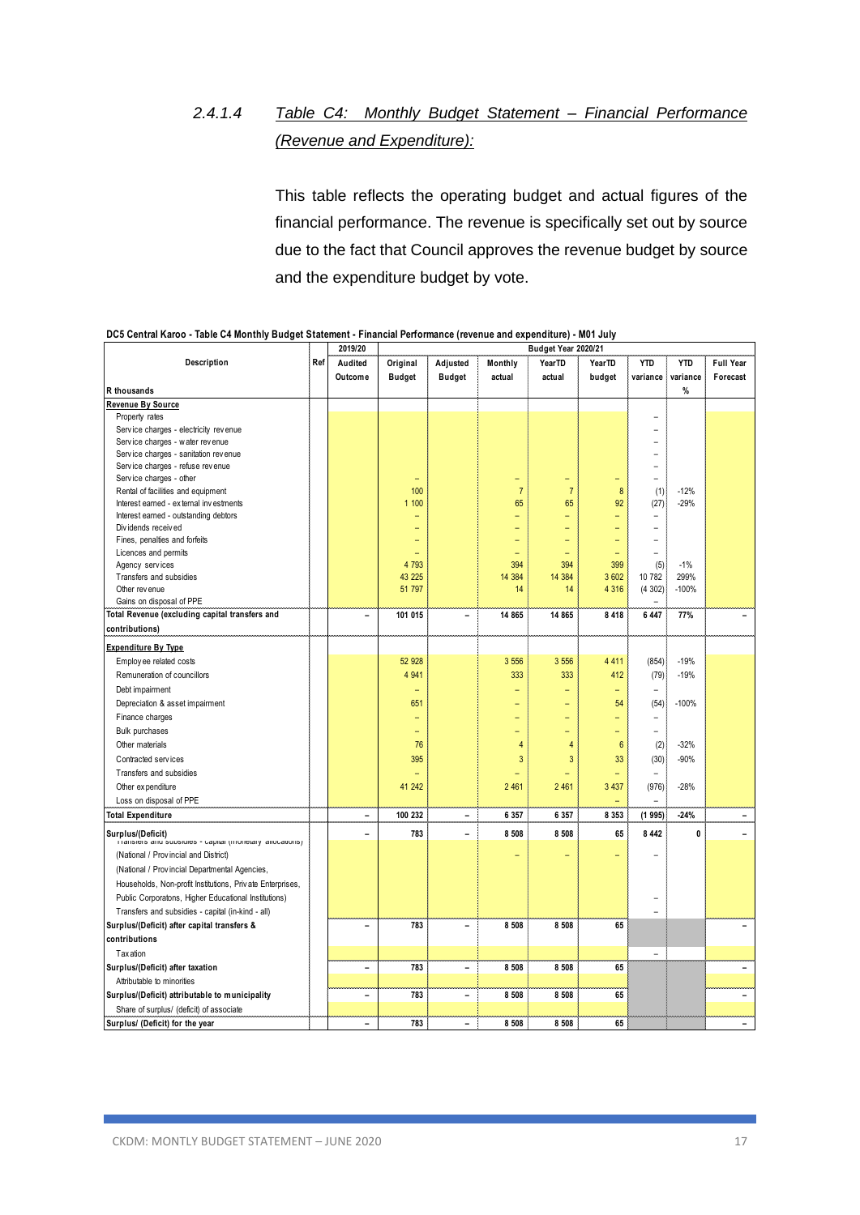## 2.4.1.4 *Table C4: Monthly Budget Statement – Financial Performance (Revenue and Expenditure):*

This table reflects the operating budget and actual figures of the financial performance. The revenue is specifically set out by source due to the fact that Council approves the revenue budget by source and the expenditure budget by vote.

**DC5 Central Karoo - Table C4 Monthly Budget Statement - Financial Performance (revenue and expenditure) - M01 July**

| Description | Ref | 2019/20 | Budget Year 2020/21 | | | | | | | |
|---|---|---|---|---|---|---|---|---|---|---|
| | | Audited Outcome | Original Budget | Adjusted Budget | Monthly actual | YearTD actual | YearTD budget | YTD variance | YTD variance | Full Year Forecast |
| R thousands | | | | | | | | | % | |
| **Revenue By Source** | | | | | | | | | | |
| Property rates | | | | | | | | – | | |
| Service charges - electricity revenue | | | | | | | | – | | |
| Service charges - water revenue | | | | | | | | – | | |
| Service charges - sanitation revenue | | | | | | | | – | | |
| Service charges - refuse revenue | | | | | | | | – | | |
| Service charges - other | | | – | | – | – | – | – | | |
| Rental of facilities and equipment | | | 100 | | 7 | 7 | 8 | (1) | -12% | |
| Interest earned - external investments | | | 1 100 | | 65 | 65 | 92 | (27) | -29% | |
| Interest earned - outstanding debtors | | | – | | – | – | – | – | | |
| Dividends received | | | – | | – | – | – | – | | |
| Fines, penalties and forfeits | | | – | | – | – | – | – | | |
| Licences and permits | | | – | | – | – | – | – | | |
| Agency services | | | 4 793 | | 394 | 394 | 399 | (5) | -1% | |
| Transfers and subsidies | | | 43 225 | | 14 384 | 14 384 | 3 602 | 10 782 | 299% | |
| Other revenue | | | 51 797 | | 14 | 14 | 4 316 | (4 302) | -100% | |
| Gains on disposal of PPE | | | | | | | | – | | |
| **Total Revenue (excluding capital transfers and contributions)** | | – | 101 015 | – | 14 865 | 14 865 | 8 418 | 6 447 | 77% | – |
| **Expenditure By Type** | | | | | | | | | | |
| Employee related costs | | | 52 928 | | 3 556 | 3 556 | 4 411 | (854) | -19% | |
| Remuneration of councillors | | | 4 941 | | 333 | 333 | 412 | (79) | -19% | |
| Debt impairment | | | – | | – | – | – | – | | |
| Depreciation & asset impairment | | | 651 | | – | – | 54 | (54) | -100% | |
| Finance charges | | | – | | – | – | – | – | | |
| Bulk purchases | | | – | | – | – | – | – | | |
| Other materials | | | 76 | | 4 | 4 | 6 | (2) | -32% | |
| Contracted services | | | 395 | | 3 | 3 | 33 | (30) | -90% | |
| Transfers and subsidies | | | – | | – | – | – | – | | |
| Other expenditure | | | 41 242 | | 2 461 | 2 461 | 3 437 | (976) | -28% | |
| Loss on disposal of PPE | | | | | | | – | – | | |
| **Total Expenditure** | | – | 100 232 | – | 6 357 | 6 357 | 8 353 | (1 995) | -24% | – |
| **Surplus/(Deficit)** | | – | 783 | – | 8 508 | 8 508 | 65 | 8 442 | 0 | – |
| Transfers and subsidies - capital (monetary allocations) (National / Provincial and District) | | | | | – | – | – | – | | |
| (National / Provincial Departmental Agencies, Households, Non-profit Institutions, Private Enterprises, Public Corporatons, Higher Educational Institutions) | | | | | | | | – | | |
| Transfers and subsidies - capital (in-kind - all) | | | | | | | | – | | |
| **Surplus/(Deficit) after capital transfers & contributions** | | – | 783 | – | 8 508 | 8 508 | 65 | | | – |
| Taxation | | | | | | | | – | | |
| **Surplus/(Deficit) after taxation** | | – | 783 | – | 8 508 | 8 508 | 65 | | | – |
| Attributable to minorities | | | | | | | | | | |
| **Surplus/(Deficit) attributable to municipality** | | – | 783 | – | 8 508 | 8 508 | 65 | | | – |
| Share of surplus/ (deficit) of associate | | | | | | | | | | |
| **Surplus/ (Deficit) for the year** | | – | 783 | – | 8 508 | 8 508 | 65 | | | – |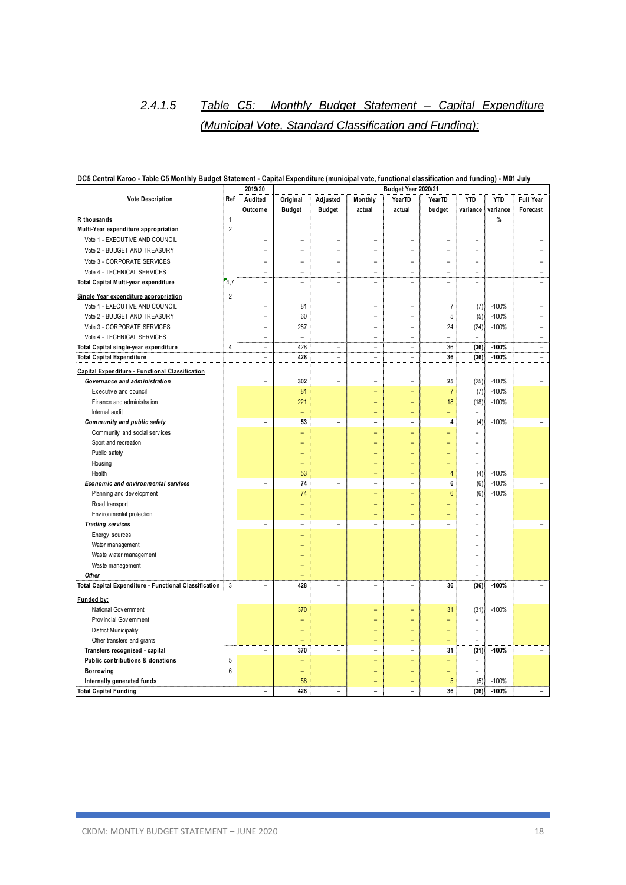## 2.4.1.5 *Table C5: Monthly Budget Statement – Capital Expenditure (Municipal Vote, Standard Classification and Funding):*

**DC5 Central Karoo - Table C5 Monthly Budget Statement - Capital Expenditure (municipal vote, functional classification and funding) - M01 July**

| Vote Description | Ref | 2019/20 | Budget Year 2020/21 | | | | | | | |
|---|---|---|---|---|---|---|---|---|---|---|
| | | Audited Outcome | Original Budget | Adjusted Budget | Monthly actual | YearTD actual | YearTD budget | YTD variance | YTD variance | Full Year Forecast |
| R thousands | 1 | | | | | | | | % | |
| **Multi-Year expenditure appropriation** | 2 | | | | | | | | | |
| Vote 1 - EXECUTIVE AND COUNCIL | | – | – | – | – | – | – | – | | – |
| Vote 2 - BUDGET AND TREASURY | | – | – | – | – | – | – | – | | – |
| Vote 3 - CORPORATE SERVICES | | – | – | – | – | – | – | – | | – |
| Vote 4 - TECHNICAL SERVICES | | – | – | – | – | – | – | – | | – |
| **Total Capital Multi-year expenditure** | 4,7 | – | – | – | – | – | – | – | | – |
| **Single Year expenditure appropriation** | 2 | | | | | | | | | |
| Vote 1 - EXECUTIVE AND COUNCIL | | – | 81 | | – | – | 7 | (7) | -100% | – |
| Vote 2 - BUDGET AND TREASURY | | – | 60 | | – | – | 5 | (5) | -100% | – |
| Vote 3 - CORPORATE SERVICES | | – | 287 | | – | – | 24 | (24) | -100% | – |
| Vote 4 - TECHNICAL SERVICES | | – | – | | – | – | – | – | | – |
| **Total Capital single-year expenditure** | 4 | – | 428 | – | – | – | 36 | (36) | -100% | – |
| **Total Capital Expenditure** | | – | 428 | – | – | – | 36 | (36) | -100% | – |
| **Capital Expenditure - Functional Classification** | | | | | | | | | | |
| ***Governance and administration*** | | – | 302 | – | – | – | 25 | (25) | -100% | – |
| Executive and council | | | 81 | | – | – | 7 | (7) | -100% | |
| Finance and administration | | | 221 | | – | – | 18 | (18) | -100% | |
| Internal audit | | | – | | – | – | – | – | | |
| ***Community and public safety*** | | – | 53 | – | – | – | 4 | (4) | -100% | – |
| Community and social services | | | – | | – | – | – | – | | |
| Sport and recreation | | | – | | – | – | – | – | | |
| Public safety | | | – | | – | – | – | – | | |
| Housing | | | – | | – | – | – | – | | |
| Health | | | 53 | | – | – | 4 | (4) | -100% | |
| ***Economic and environmental services*** | | – | 74 | – | – | – | 6 | (6) | -100% | – |
| Planning and development | | | 74 | | – | – | 6 | (6) | -100% | |
| Road transport | | | – | | – | – | – | – | | |
| Environmental protection | | | – | | – | – | – | – | | |
| ***Trading services*** | | – | – | – | – | – | – | – | | – |
| Energy sources | | | – | | | | | – | | |
| Water management | | | – | | | | | – | | |
| Waste water management | | | – | | | | | – | | |
| Waste management | | | – | | | | | – | | |
| ***Other*** | | | – | | | | | – | | |
| **Total Capital Expenditure - Functional Classification** | 3 | – | 428 | – | – | – | 36 | (36) | -100% | – |
| **Funded by:** | | | | | | | | | | |
| National Government | | | 370 | | – | – | 31 | (31) | -100% | |
| Provincial Government | | | – | | – | – | – | – | | |
| District Municipality | | | – | | – | – | – | – | | |
| Other transfers and grants | | | – | | – | – | – | – | | |
| **Transfers recognised - capital** | | – | 370 | – | – | – | 31 | (31) | -100% | – |
| **Public contributions & donations** | 5 | | – | | – | – | – | – | | |
| **Borrowing** | 6 | | – | | – | – | – | – | | |
| **Internally generated funds** | | | 58 | | – | – | 5 | (5) | -100% | |
| **Total Capital Funding** | | – | 428 | – | – | – | 36 | (36) | -100% | – |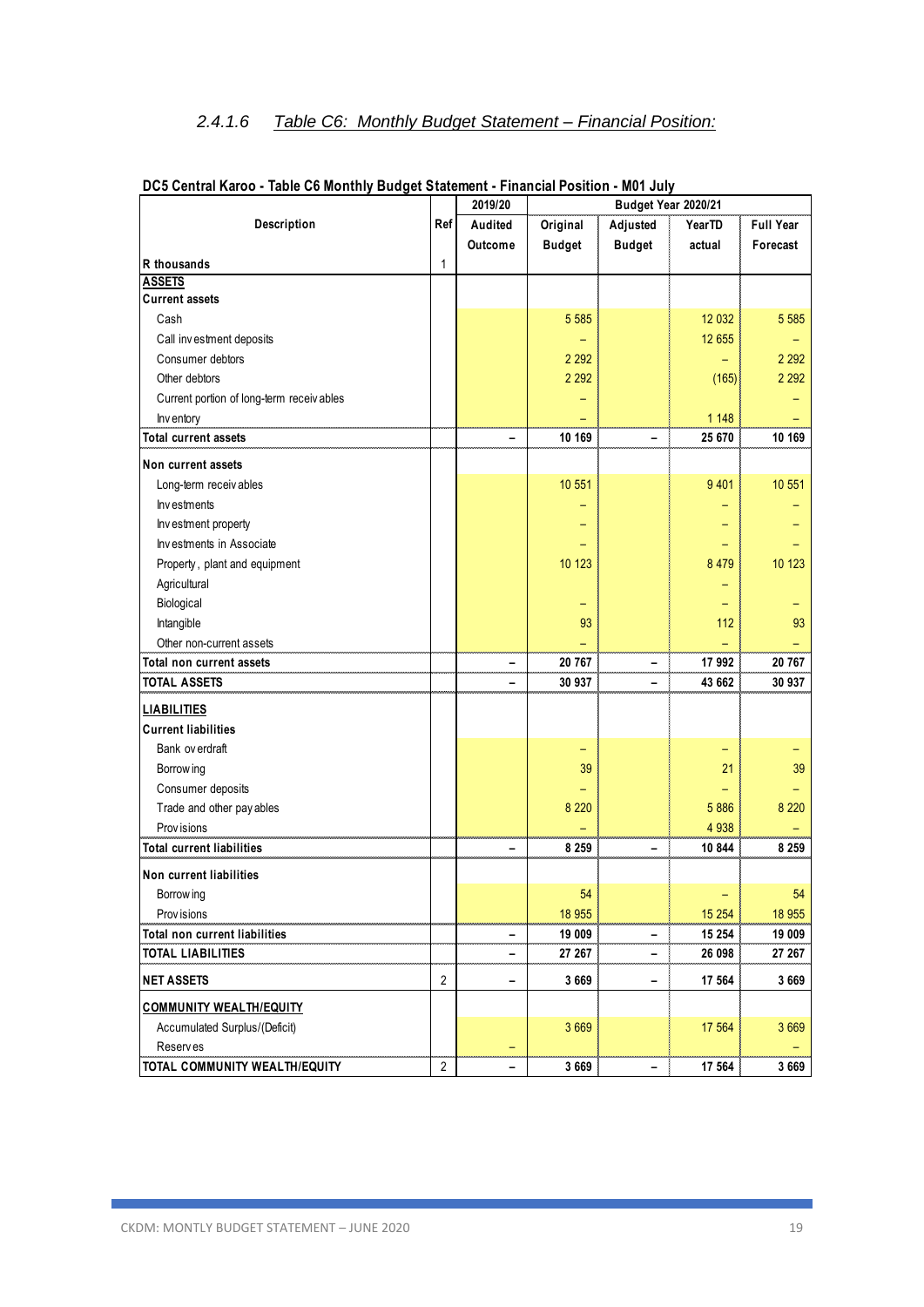### 2.4.1.6 *Table C6: Monthly Budget Statement – Financial Position:*

**DC5 Central Karoo - Table C6 Monthly Budget Statement - Financial Position - M01 July**

| Description | Ref | 2019/20 | Budget Year 2020/21 | | | |
|---|---|---|---|---|---|---|
| | | Audited Outcome | Original Budget | Adjusted Budget | YearTD actual | Full Year Forecast |
| **R thousands** | 1 | | | | | |
| **ASSETS** | | | | | | |
| **Current assets** | | | | | | |
| Cash | | | 5 585 | | 12 032 | 5 585 |
| Call investment deposits | | | – | | 12 655 | – |
| Consumer debtors | | | 2 292 | | – | 2 292 |
| Other debtors | | | 2 292 | | (165) | 2 292 |
| Current portion of long-term receivables | | | – | | | – |
| Inventory | | | – | | 1 148 | – |
| **Total current assets** | | – | 10 169 | – | 25 670 | 10 169 |
| **Non current assets** | | | | | | |
| Long-term receivables | | | 10 551 | | 9 401 | 10 551 |
| Investments | | | – | | – | – |
| Investment property | | | – | | – | – |
| Investments in Associate | | | – | | – | – |
| Property, plant and equipment | | | 10 123 | | 8 479 | 10 123 |
| Agricultural | | | | | – | |
| Biological | | | – | | – | – |
| Intangible | | | 93 | | 112 | 93 |
| Other non-current assets | | | – | | – | – |
| **Total non current assets** | | – | 20 767 | – | 17 992 | 20 767 |
| **TOTAL ASSETS** | | – | 30 937 | – | 43 662 | 30 937 |
| **LIABILITIES** | | | | | | |
| **Current liabilities** | | | | | | |
| Bank overdraft | | | – | | – | – |
| Borrowing | | | 39 | | 21 | 39 |
| Consumer deposits | | | – | | – | – |
| Trade and other payables | | | 8 220 | | 5 886 | 8 220 |
| Provisions | | | – | | 4 938 | – |
| **Total current liabilities** | | – | 8 259 | – | 10 844 | 8 259 |
| **Non current liabilities** | | | | | | |
| Borrowing | | | 54 | | – | 54 |
| Provisions | | | 18 955 | | 15 254 | 18 955 |
| **Total non current liabilities** | | – | 19 009 | – | 15 254 | 19 009 |
| **TOTAL LIABILITIES** | | – | 27 267 | – | 26 098 | 27 267 |
| **NET ASSETS** | 2 | – | 3 669 | – | 17 564 | 3 669 |
| **COMMUNITY WEALTH/EQUITY** | | | | | | |
| Accumulated Surplus/(Deficit) | | | 3 669 | | 17 564 | 3 669 |
| Reserves | | – | | | | – |
| **TOTAL COMMUNITY WEALTH/EQUITY** | 2 | – | 3 669 | – | 17 564 | 3 669 |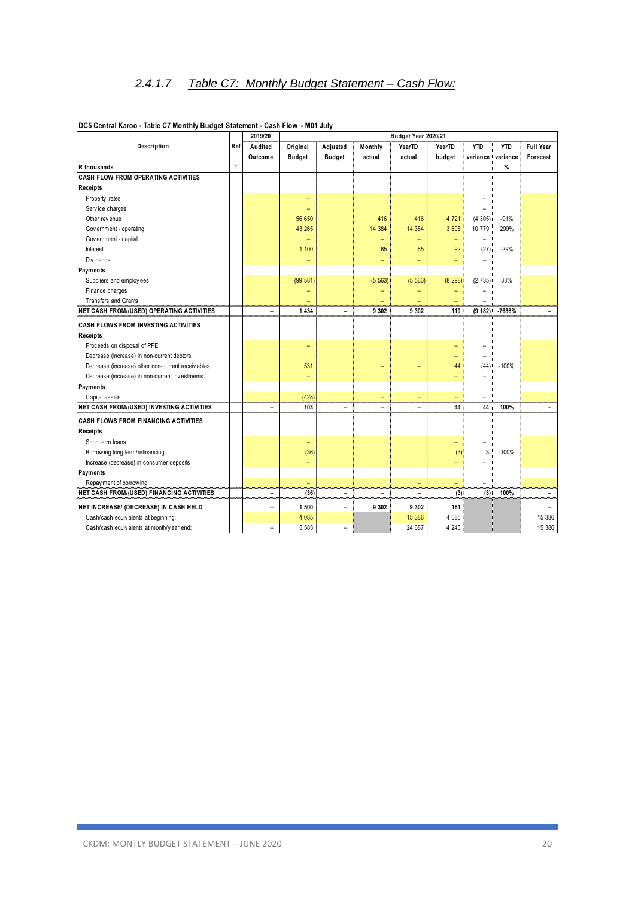## 2.4.1.7 Table C7: Monthly Budget Statement – Cash Flow:

**DC5 Central Karoo - Table C7 Monthly Budget Statement - Cash Flow - M01 July**

| Description | Ref | 2019/20 | Budget Year 2020/21 | | | | | | | |
|---|---|---|---|---|---|---|---|---|---|---|
| | | Audited Outcome | Original Budget | Adjusted Budget | Monthly actual | YearTD actual | YearTD budget | YTD variance | YTD variance | Full Year Forecast |
| R thousands | 1 | | | | | | | | % | |
| **CASH FLOW FROM OPERATING ACTIVITIES** | | | | | | | | | | |
| **Receipts** | | | | | | | | | | |
| Property rates | | | – | | | | | – | | |
| Service charges | | | – | | | | | – | | |
| Other revenue | | | 56 650 | | 416 | 416 | 4 721 | (4 305) | -91% | |
| Government - operating | | | 43 265 | | 14 384 | 14 384 | 3 605 | 10 779 | 299% | |
| Government - capital | | | – | | – | – | – | – | | |
| Interest | | | 1 100 | | 65 | 65 | 92 | (27) | -29% | |
| Dividends | | | – | | – | – | – | – | | |
| **Payments** | | | | | | | | | | |
| Suppliers and employees | | | (99 581) | | (5 563) | (5 563) | (8 298) | (2 735) | 33% | |
| Finance charges | | | – | | – | – | – | – | | |
| Transfers and Grants | | | – | | – | – | – | – | | |
| **NET CASH FROM/(USED) OPERATING ACTIVITIES** | | – | 1 434 | – | 9 302 | 9 302 | 119 | (9 182) | -7686% | – |
| **CASH FLOWS FROM INVESTING ACTIVITIES** | | | | | | | | | | |
| **Receipts** | | | | | | | | | | |
| Proceeds on disposal of PPE | | | – | | | | – | – | | |
| Decrease (Increase) in non-current debtors | | | | | | | – | – | | |
| Decrease (increase) other non-current receivables | | | 531 | | – | – | 44 | (44) | -100% | |
| Decrease (increase) in non-current investments | | | – | | | | – | – | | |
| **Payments** | | | | | | | | | | |
| Capital assets | | | (428) | | – | – | – | – | | |
| **NET CASH FROM/(USED) INVESTING ACTIVITIES** | | – | 103 | – | – | – | 44 | 44 | 100% | – |
| **CASH FLOWS FROM FINANCING ACTIVITIES** | | | | | | | | | | |
| **Receipts** | | | | | | | | | | |
| Short term loans | | | – | | | | – | – | | |
| Borrowing long term/refinancing | | | (36) | | | | (3) | 3 | -100% | |
| Increase (decrease) in consumer deposits | | | – | | | | – | – | | |
| **Payments** | | | | | | | | | | |
| Repayment of borrowing | | | – | | | – | – | – | | |
| **NET CASH FROM/(USED) FINANCING ACTIVITIES** | | – | (36) | – | – | – | (3) | (3) | 100% | – |
| **NET INCREASE/ (DECREASE) IN CASH HELD** | | – | 1 500 | – | 9 302 | 9 302 | 161 | | | – |
| Cash/cash equivalents at beginning: | | | 4 085 | | | 15 386 | 4 085 | | | 15 386 |
| Cash/cash equivalents at month/year end: | | – | 5 585 | – | | 24 687 | 4 245 | | | 15 386 |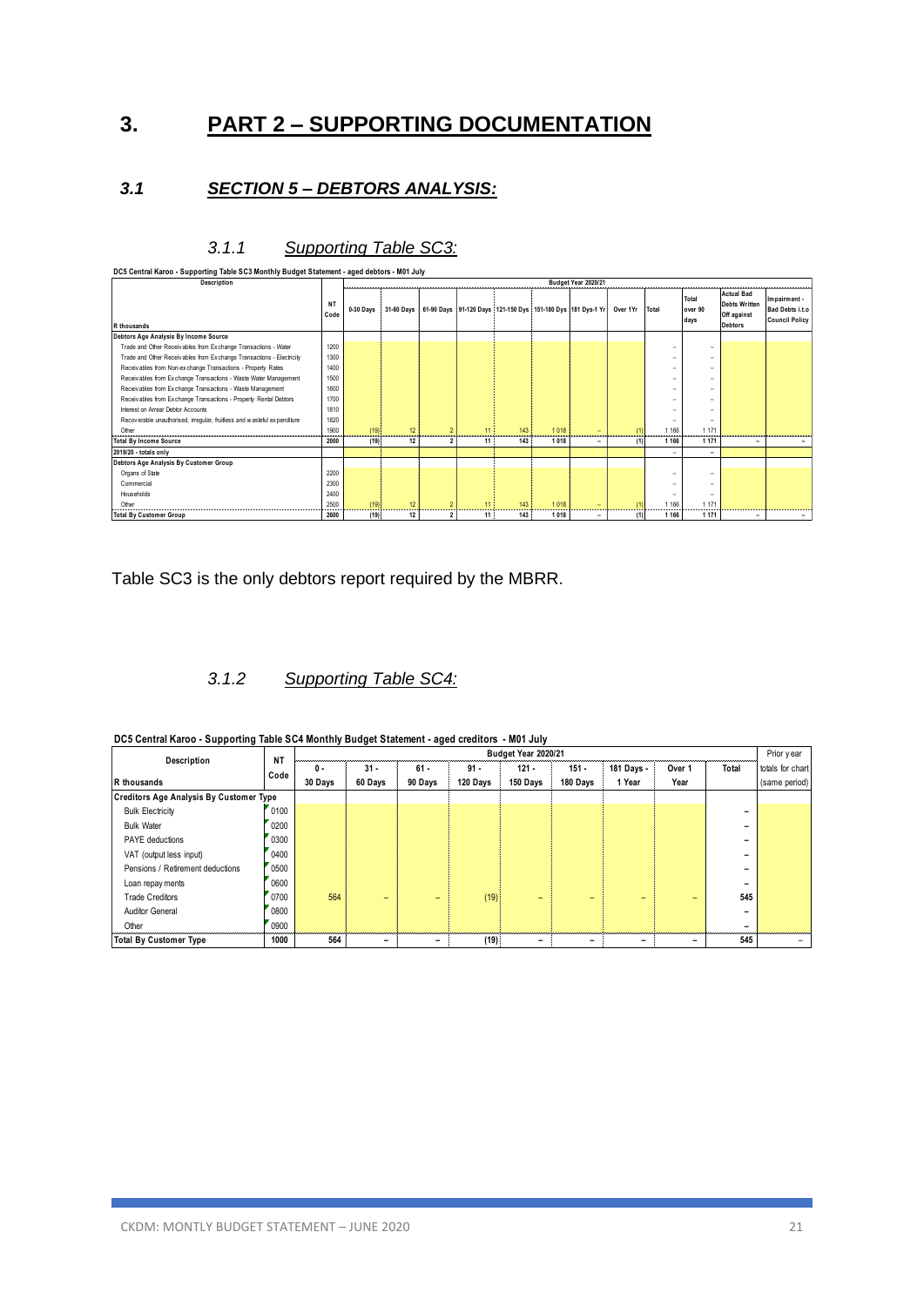# 3. PART 2 – SUPPORTING DOCUMENTATION

## 3.1 SECTION 5 – DEBTORS ANALYSIS:

### 3.1.1 Supporting Table SC3:

**DC5 Central Karoo - Supporting Table SC3 Monthly Budget Statement - aged debtors - M01 July**

| Description | NT Code | Budget Year 2020/21 | | | | | | | | | | | |
|---|---|---|---|---|---|---|---|---|---|---|---|---|---|
| R thousands | | 0-30 Days | 31-60 Days | 61-90 Days | 91-120 Days | 121-150 Dys | 151-180 Dys | 181 Dys-1 Yr | Over 1Yr | Total | Total over 90 days | Actual Bad Debts Written Off against Debtors | Impairment - Bad Debts i.t.o Council Policy |
| **Debtors Age Analysis By Income Source** | | | | | | | | | | | | | |
| Trade and Other Receivables from Exchange Transactions - Water | 1200 | | | | | | | | | – | – | | |
| Trade and Other Receivables from Exchange Transactions - Electricity | 1300 | | | | | | | | | – | – | | |
| Receivables from Non-exchange Transactions - Property Rates | 1400 | | | | | | | | | – | – | | |
| Receivables from Exchange Transactions - Waste Water Management | 1500 | | | | | | | | | – | – | | |
| Receivables from Exchange Transactions - Waste Management | 1600 | | | | | | | | | – | – | | |
| Receivables from Exchange Transactions - Property Rental Debtors | 1700 | | | | | | | | | – | – | | |
| Interest on Arrear Debtor Accounts | 1810 | | | | | | | | | – | – | | |
| Recoverable unauthorised, irregular, fruitless and wasteful expenditure | 1820 | | | | | | | | | – | – | | |
| Other | 1900 | (19) | 12 | 2 | 11 | 143 | 1 018 | – | (1) | 1 166 | 1 171 | | |
| **Total By Income Source** | **2000** | **(19)** | **12** | **2** | **11** | **143** | **1 018** | **–** | **(1)** | **1 166** | **1 171** | **–** | **–** |
| **2019/20 - totals only** | | | | | | | | | | – | – | | |
| **Debtors Age Analysis By Customer Group** | | | | | | | | | | | | | |
| Organs of State | 2200 | | | | | | | | | – | – | | |
| Commercial | 2300 | | | | | | | | | – | – | | |
| Households | 2400 | | | | | | | | | – | – | | |
| Other | 2500 | (19) | 12 | 2 | 11 | 143 | 1 018 | – | (1) | 1 166 | 1 171 | | |
| **Total By Customer Group** | **2600** | **(19)** | **12** | **2** | **11** | **143** | **1 018** | **–** | **(1)** | **1 166** | **1 171** | **–** | **–** |

Table SC3 is the only debtors report required by the MBRR.

### 3.1.2 Supporting Table SC4:

**DC5 Central Karoo - Supporting Table SC4 Monthly Budget Statement - aged creditors - M01 July**

| Description | NT Code | Budget Year 2020/21 | | | | | | | | | Prior year |
|---|---|---|---|---|---|---|---|---|---|---|---|
| R thousands | | 0 - 30 Days | 31 - 60 Days | 61 - 90 Days | 91 - 120 Days | 121 - 150 Days | 151 - 180 Days | 181 Days - 1 Year | Over 1 Year | Total | totals for chart (same period) |
| **Creditors Age Analysis By Customer Type** | | | | | | | | | | | |
| Bulk Electricity | 0100 | | | | | | | | | – | |
| Bulk Water | 0200 | | | | | | | | | – | |
| PAYE deductions | 0300 | | | | | | | | | – | |
| VAT (output less input) | 0400 | | | | | | | | | – | |
| Pensions / Retirement deductions | 0500 | | | | | | | | | – | |
| Loan repayments | 0600 | | | | | | | | | – | |
| Trade Creditors | 0700 | 564 | – | – | (19) | – | – | – | – | 545 | |
| Auditor General | 0800 | | | | | | | | | – | |
| Other | 0900 | | | | | | | | | – | |
| **Total By Customer Type** | **1000** | **564** | **–** | **–** | **(19)** | **–** | **–** | **–** | **–** | **545** | **–** |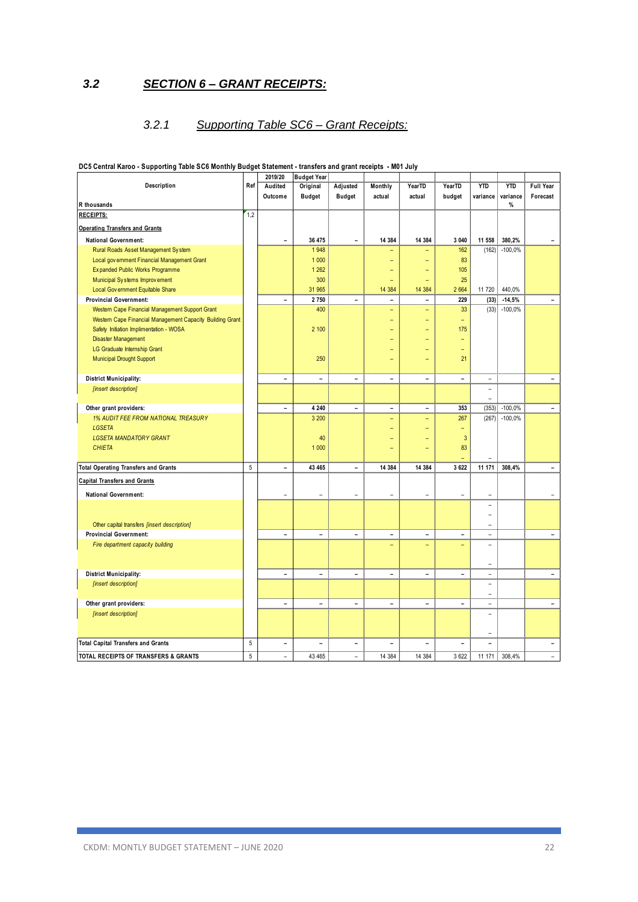## 3.2 SECTION 6 – GRANT RECEIPTS:

### 3.2.1 Supporting Table SC6 – Grant Receipts:

**DC5 Central Karoo - Supporting Table SC6 Monthly Budget Statement - transfers and grant receipts - M01 July**

| Description | Ref | 2019/20 Audited Outcome | Budget Year Original Budget | Adjusted Budget | Monthly actual | YearTD actual | YearTD budget | YTD variance | YTD variance % | Full Year Forecast |
|---|---|---|---|---|---|---|---|---|---|---|
| R thousands | | | | | | | | | | |
| **RECEIPTS:** | 1,2 | | | | | | | | | |
| **Operating Transfers and Grants** | | | | | | | | | | |
| **National Government:** | | – | 36 475 | – | 14 384 | 14 384 | 3 040 | 11 558 | 380,2% | – |
| Rural Roads Asset Management System | | | 1 948 | | – | – | 162 | (162) | -100,0% | |
| Local government Financial Management Grant | | | 1 000 | | – | – | 83 | | | |
| Expanded Public Works Programme | | | 1 262 | | – | – | 105 | | | |
| Municipal Systems Improvement | | | 300 | | – | – | 25 | | | |
| Local Government Equitable Share | | | 31 965 | | 14 384 | 14 384 | 2 664 | 11 720 | 440,0% | |
| **Provincial Government:** | | – | 2 750 | – | – | – | 229 | (33) | -14,5% | – |
| Western Cape Financial Management Support Grant | | | 400 | | – | – | 33 | (33) | -100,0% | |
| Western Cape Financial Management Capacity Building Grant | | | | | – | – | – | | | |
| Safety Initiation Implimentation - WOSA | | | 2 100 | | – | – | 175 | | | |
| Disaster Management | | | | | – | – | – | | | |
| LG Graduate Internship Grant | | | | | – | – | – | | | |
| Municipal Drought Support | | | 250 | | – | – | 21 | | | |
| **District Municipality:** | | – | – | – | – | – | – | – | | – |
| *[insert description]* | | | | | | | | – | | |
| | | | | | | | | – | | |
| **Other grant providers:** | | – | 4 240 | – | – | – | 353 | (353) | -100,0% | – |
| *1% AUDIT FEE FROM NATIONAL TREASURY* | | | 3 200 | | – | – | 267 | (267) | -100,0% | |
| *LGSETA* | | | | | – | – | – | | | |
| *LGSETA MANDATORY GRANT* | | | 40 | | – | – | 3 | | | |
| *CHIETA* | | | 1 000 | | – | – | 83 | | | |
| | | | | | | | – | – | | |
| **Total Operating Transfers and Grants** | 5 | – | 43 465 | – | 14 384 | 14 384 | 3 622 | 11 171 | 308,4% | – |
| **Capital Transfers and Grants** | | | | | | | | | | |
| **National Government:** | | – | – | – | – | – | – | – | | – |
| | | | | | | | | – | | |
| | | | | | | | | – | | |
| Other capital transfers *[insert description]* | | | | | | | | – | | |
| **Provincial Government:** | | – | – | – | – | – | – | – | | – |
| *Fire department capacity building* | | | | | – | – | – | – | | |
| | | | | | | | | – | | |
| **District Municipality:** | | – | – | – | – | – | – | – | | – |
| *[insert description]* | | | | | | | | – | | |
| | | | | | | | | – | | |
| **Other grant providers:** | | – | – | – | – | – | – | – | | – |
| *[insert description]* | | | | | | | | – | | |
| | | | | | | | | – | | |
| **Total Capital Transfers and Grants** | 5 | – | – | – | – | – | – | – | | – |
| **TOTAL RECEIPTS OF TRANSFERS & GRANTS** | 5 | – | 43 465 | – | 14 384 | 14 384 | 3 622 | 11 171 | 308,4% | – |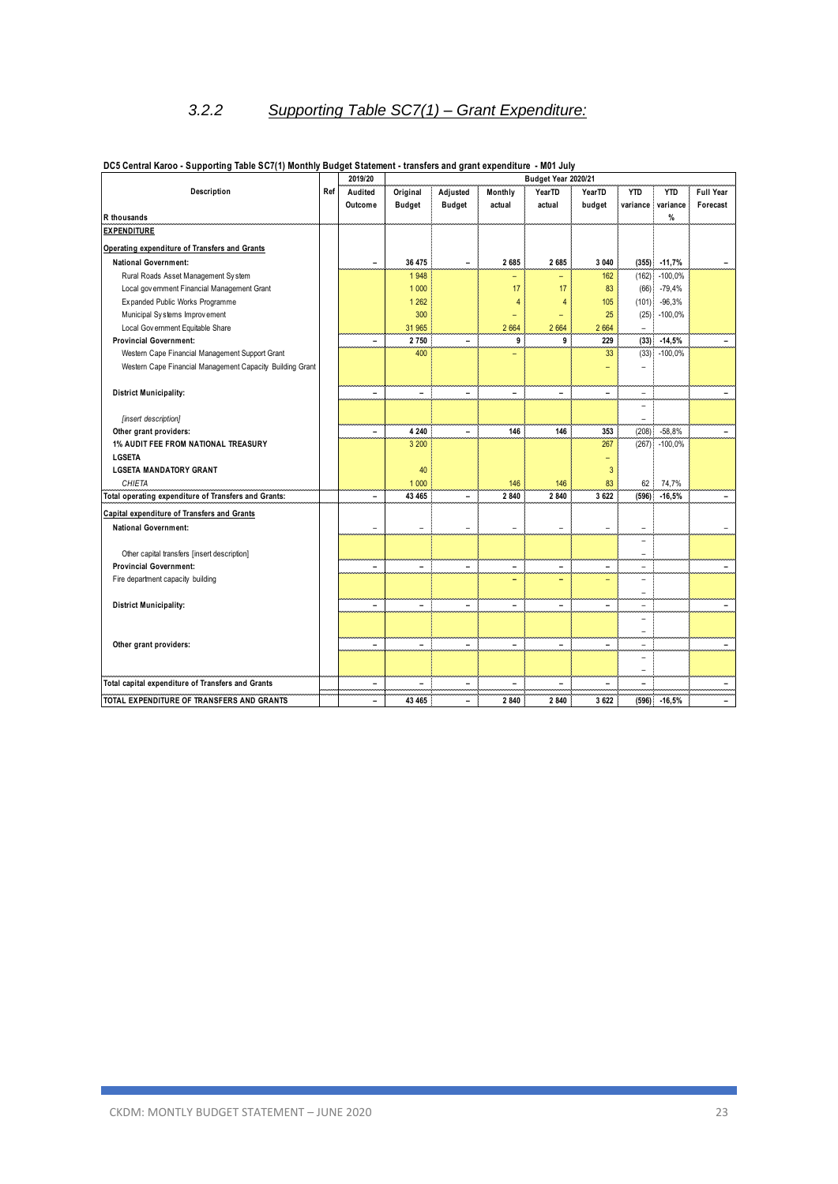### 3.2.2 Supporting Table SC7(1) – Grant Expenditure:

**DC5 Central Karoo - Supporting Table SC7(1) Monthly Budget Statement - transfers and grant expenditure - M01 July**

| Description | Ref | 2019/20 | Budget Year 2020/21 | | | | | | | |
|---|---|---|---|---|---|---|---|---|---|---|
| | | Audited Outcome | Original Budget | Adjusted Budget | Monthly actual | YearTD actual | YearTD budget | YTD variance | YTD variance | Full Year Forecast |
| R thousands | | | | | | | | | % | |
| **EXPENDITURE** | | | | | | | | | | |
| **Operating expenditure of Transfers and Grants** | | | | | | | | | | |
| **National Government:** | | – | 36 475 | – | 2 685 | 2 685 | 3 040 | (355) | -11,7% | – |
| Rural Roads Asset Management System | | | 1 948 | | – | – | 162 | (162) | -100,0% | |
| Local government Financial Management Grant | | | 1 000 | | 17 | 17 | 83 | (66) | -79,4% | |
| Expanded Public Works Programme | | | 1 262 | | 4 | 4 | 105 | (101) | -96,3% | |
| Municipal Systems Improvement | | | 300 | | – | – | 25 | (25) | -100,0% | |
| Local Government Equitable Share | | | 31 965 | | 2 664 | 2 664 | 2 664 | – | | |
| **Provincial Government:** | | – | 2 750 | – | 9 | 9 | 229 | (33) | -14,5% | – |
| Western Cape Financial Management Support Grant | | | 400 | | – | | 33 | (33) | -100,0% | |
| Western Cape Financial Management Capacity Building Grant | | | | | | | – | – | | |
| **District Municipality:** | | – | – | – | – | – | – | – | | – |
| | | | | | | | | – | | |
| *[insert description]* | | | | | | | | – | | |
| **Other grant providers:** | | – | 4 240 | – | 146 | 146 | 353 | (208) | -58,8% | – |
| **1% AUDIT FEE FROM NATIONAL TREASURY** | | | 3 200 | | | | 267 | (267) | -100,0% | |
| **LGSETA** | | | | | | | – | | | |
| **LGSETA MANDATORY GRANT** | | | 40 | | | | 3 | | | |
| *CHIETA* | | | 1 000 | | 146 | 146 | 83 | 62 | 74,7% | |
| **Total operating expenditure of Transfers and Grants:** | | – | 43 465 | – | 2 840 | 2 840 | 3 622 | (596) | -16,5% | – |
| **Capital expenditure of Transfers and Grants** | | | | | | | | | | |
| **National Government:** | | – | – | – | – | – | – | – | | – |
| | | | | | | | | – | | |
| Other capital transfers [insert description] | | | | | | | | – | | |
| **Provincial Government:** | | – | – | – | – | – | – | – | | – |
| Fire department capacity building | | | | | – | – | – | – | | |
| | | | | | | | | – | | |
| **District Municipality:** | | – | – | – | – | – | – | – | | – |
| | | | | | | | | – | | |
| | | | | | | | | – | | |
| **Other grant providers:** | | – | – | – | – | – | – | – | | – |
| | | | | | | | | – | | |
| | | | | | | | | – | | |
| **Total capital expenditure of Transfers and Grants** | | – | – | – | – | – | – | – | | – |
| **TOTAL EXPENDITURE OF TRANSFERS AND GRANTS** | | – | 43 465 | – | 2 840 | 2 840 | 3 622 | (596) | -16,5% | – |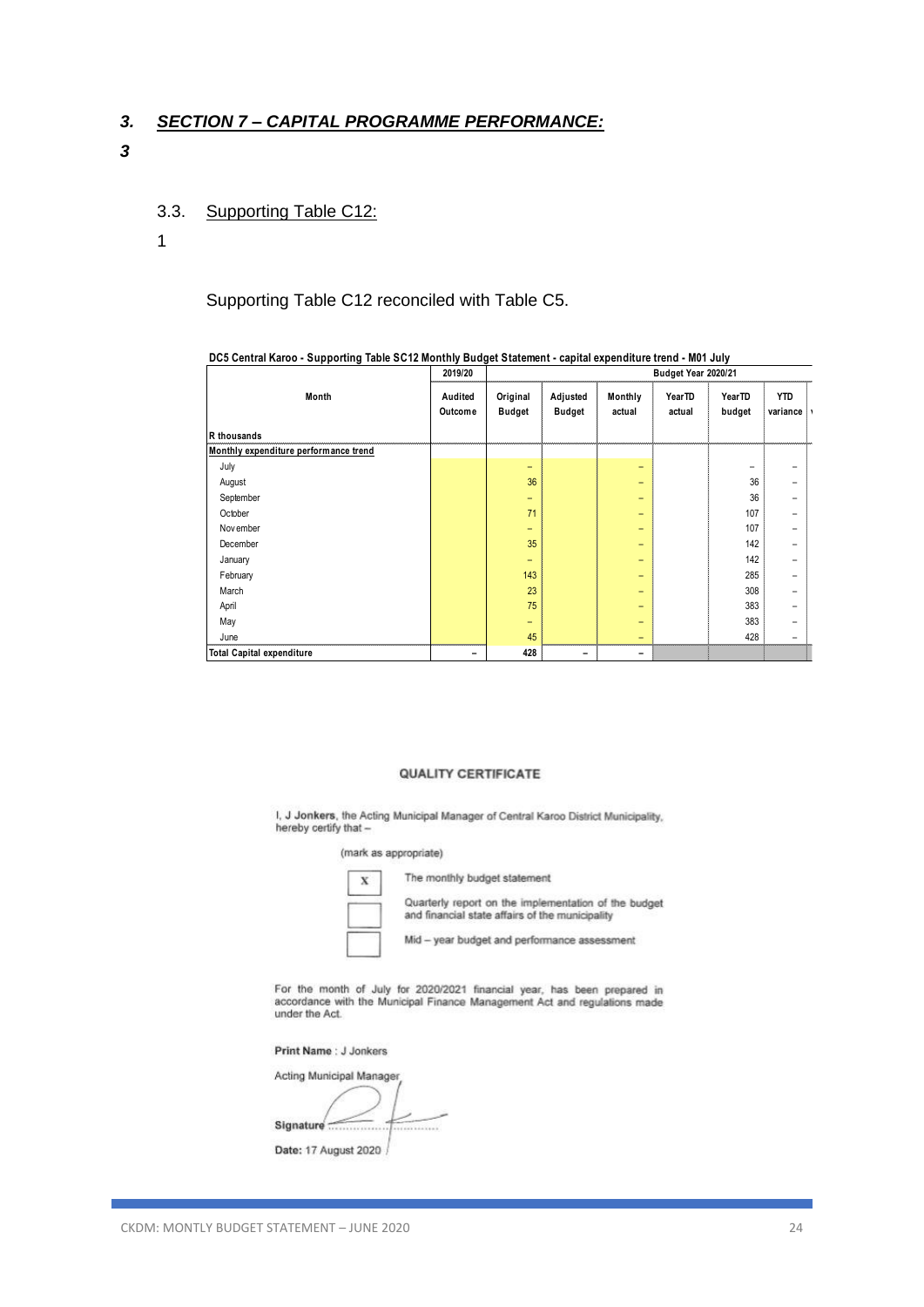### 3. SECTION 7 – CAPITAL PROGRAMME PERFORMANCE:

***3***

#### 3.3. Supporting Table C12:

1

Supporting Table C12 reconciled with Table C5.

DC5 Central Karoo - Supporting Table SC12 Monthly Budget Statement - capital expenditure trend - M01 July

| Month | 2019/20 | Budget Year 2020/21 | | | | | |
|---|---|---|---|---|---|---|---|
| | Audited Outcome | Original Budget | Adjusted Budget | Monthly actual | YearTD actual | YearTD budget | YTD variance |
| R thousands | | | | | | | |
| Monthly expenditure performance trend | | | | | | | |
| July | | – | | – | | – | – |
| August | | 36 | | – | | 36 | – |
| September | | – | | – | | 36 | – |
| October | | 71 | | – | | 107 | – |
| November | | – | | – | | 107 | – |
| December | | 35 | | – | | 142 | – |
| January | | – | | – | | 142 | – |
| February | | 143 | | – | | 285 | – |
| March | | 23 | | – | | 308 | – |
| April | | 75 | | – | | 383 | – |
| May | | – | | – | | 383 | – |
| June | | 45 | | – | | 428 | – |
| Total Capital expenditure | – | 428 | – | – | | | |

**QUALITY CERTIFICATE**

I, **J Jonkers**, the Acting Municipal Manager of Central Karoo District Municipality, hereby certify that –

(mark as appropriate)

- [x] The monthly budget statement
- [ ] Quarterly report on the implementation of the budget and financial state affairs of the municipality
- [ ] Mid – year budget and performance assessment

For the month of July for 2020/2021 financial year, has been prepared in accordance with the Municipal Finance Management Act and regulations made under the Act.

**Print Name** : J Jonkers

Acting Municipal Manager

**Signature** ..............................

**Date:** 17 August 2020